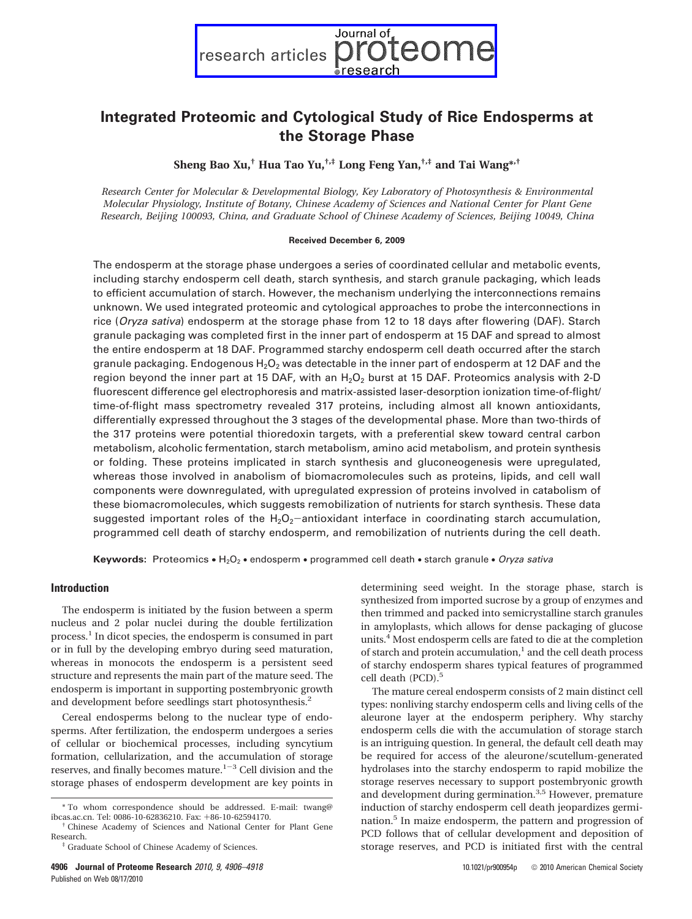# Integrated Proteomic and Cytological Study of Rice Endosperms at the Storage Phase

**Sheng Bao Xu,[†] Hua Tao Yu,[†,‡] Long Feng Yan,[†,‡] and Tai Wang*[,†]**

*Research Center for Molecular & Developmental Biology, Key Laboratory of Photosynthesis & Environmental Molecular Physiology, Institute of Botany, Chinese Academy of Sciences and National Center for Plant Gene Research, Beijing 100093, China, and Graduate School of Chinese Academy of Sciences, Beijing 10049, China*

**Received December 6, 2009**

The endosperm at the storage phase undergoes a series of coordinated cellular and metabolic events, including starchy endosperm cell death, starch synthesis, and starch granule packaging, which leads to efficient accumulation of starch. However, the mechanism underlying the interconnections remains unknown. We used integrated proteomic and cytological approaches to probe the interconnections in rice (*Oryza sativa*) endosperm at the storage phase from 12 to 18 days after flowering (DAF). Starch granule packaging was completed first in the inner part of endosperm at 15 DAF and spread to almost the entire endosperm at 18 DAF. Programmed starchy endosperm cell death occurred after the starch granule packaging. Endogenous $H_2O_2$ was detectable in the inner part of endosperm at 12 DAF and the region beyond the inner part at 15 DAF, with an $H_2O_2$ burst at 15 DAF. Proteomics analysis with 2-D fluorescent difference gel electrophoresis and matrix-assisted laser-desorption ionization time-of-flight/time-of-flight mass spectrometry revealed 317 proteins, including almost all known antioxidants, differentially expressed throughout the 3 stages of the developmental phase. More than two-thirds of the 317 proteins were potential thioredoxin targets, with a preferential skew toward central carbon metabolism, alcoholic fermentation, starch metabolism, amino acid metabolism, and protein synthesis or folding. These proteins implicated in starch synthesis and gluconeogenesis were upregulated, whereas those involved in anabolism of biomacromolecules such as proteins, lipids, and cell wall components were downregulated, with upregulated expression of proteins involved in catabolism of these biomacromolecules, which suggests remobilization of nutrients for starch synthesis. These data suggested important roles of the $H_2O_2$–antioxidant interface in coordinating starch accumulation, programmed cell death of starchy endosperm, and remobilization of nutrients during the cell death.

**Keywords:** Proteomics • $H_2O_2$ • endosperm • programmed cell death • starch granule • *Oryza sativa*

## Introduction

The endosperm is initiated by the fusion between a sperm nucleus and 2 polar nuclei during the double fertilization process.[1] In dicot species, the endosperm is consumed in part or in full by the developing embryo during seed maturation, whereas in monocots the endosperm is a persistent seed structure and represents the main part of the mature seed. The endosperm is important in supporting postembryonic growth and development before seedlings start photosynthesis.[2]

Cereal endosperms belong to the nuclear type of endosperms. After fertilization, the endosperm undergoes a series of cellular or biochemical processes, including syncytium formation, cellularization, and the accumulation of storage reserves, and finally becomes mature.[1−3] Cell division and the storage phases of endosperm development are key points in determining seed weight. In the storage phase, starch is synthesized from imported sucrose by a group of enzymes and then trimmed and packed into semicrystalline starch granules in amyloplasts, which allows for dense packaging of glucose units.[4] Most endosperm cells are fated to die at the completion of starch and protein accumulation,[1] and the cell death process of starchy endosperm shares typical features of programmed cell death (PCD).[5]

The mature cereal endosperm consists of 2 main distinct cell types: nonliving starchy endosperm cells and living cells of the aleurone layer at the endosperm periphery. Why starchy endosperm cells die with the accumulation of storage starch is an intriguing question. In general, the default cell death may be required for access of the aleurone/scutellum-generated hydrolases into the starchy endosperm to rapid mobilize the storage reserves necessary to support postembryonic growth and development during germination.[3,5] However, premature induction of starchy endosperm cell death jeopardizes germination.[5] In maize endosperm, the pattern and progression of PCD follows that of cellular development and deposition of storage reserves, and PCD is initiated first with the central

\* To whom correspondence should be addressed. E-mail: twang@ibcas.ac.cn. Tel: 0086-10-62836210. Fax: +86-10-62594170.

† Chinese Academy of Sciences and National Center for Plant Gene Research.

‡ Graduate School of Chinese Academy of Sciences.

10.1021/pr900954p © 2010 American Chemical Society
Published on Web 08/17/2010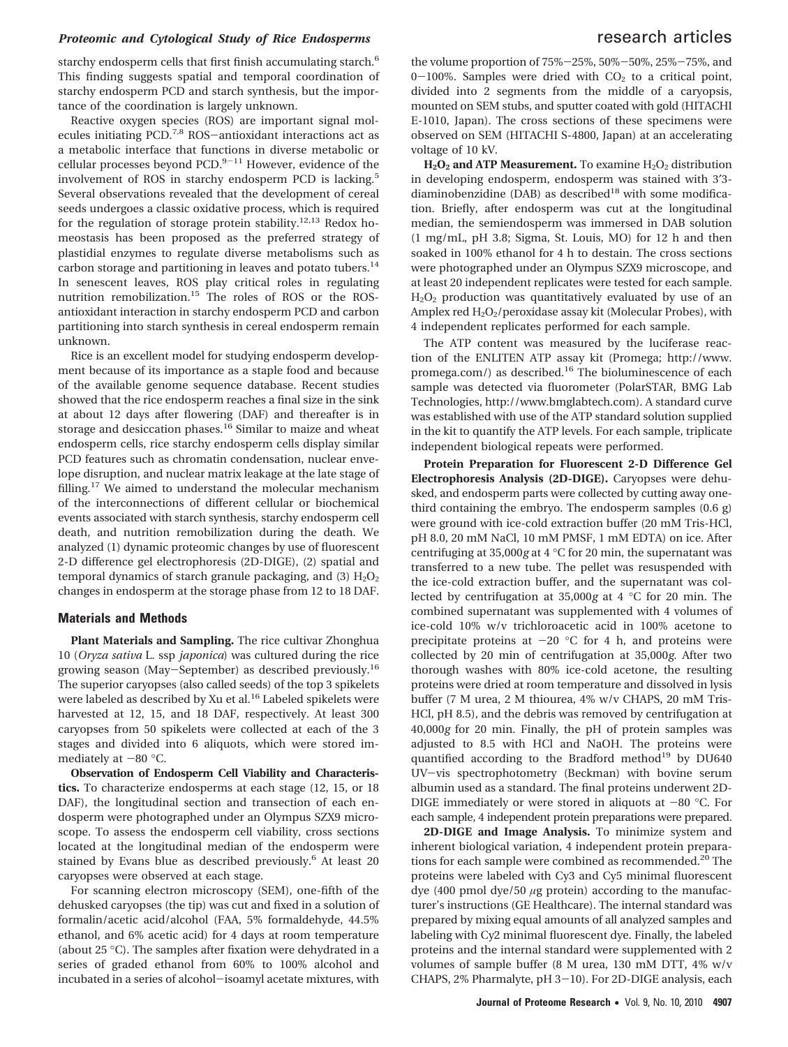starchy endosperm cells that first finish accumulating starch.[6] This finding suggests spatial and temporal coordination of starchy endosperm PCD and starch synthesis, but the importance of the coordination is largely unknown.

Reactive oxygen species (ROS) are important signal molecules initiating PCD.[7,8] ROS–antioxidant interactions act as a metabolic interface that functions in diverse metabolic or cellular processes beyond PCD.[9-11] However, evidence of the involvement of ROS in starchy endosperm PCD is lacking.[5] Several observations revealed that the development of cereal seeds undergoes a classic oxidative process, which is required for the regulation of storage protein stability.[12,13] Redox homeostasis has been proposed as the preferred strategy of plastidial enzymes to regulate diverse metabolisms such as carbon storage and partitioning in leaves and potato tubers.[14] In senescent leaves, ROS play critical roles in regulating nutrition remobilization.[15] The roles of ROS or the ROS-antioxidant interaction in starchy endosperm PCD and carbon partitioning into starch synthesis in cereal endosperm remain unknown.

Rice is an excellent model for studying endosperm development because of its importance as a staple food and because of the available genome sequence database. Recent studies showed that the rice endosperm reaches a final size in the sink at about 12 days after flowering (DAF) and thereafter is in storage and desiccation phases.[16] Similar to maize and wheat endosperm cells, rice starchy endosperm cells display similar PCD features such as chromatin condensation, nuclear envelope disruption, and nuclear matrix leakage at the late stage of filling.[17] We aimed to understand the molecular mechanism of the interconnections of different cellular or biochemical events associated with starch synthesis, starchy endosperm cell death, and nutrition remobilization during the death. We analyzed (1) dynamic proteomic changes by use of fluorescent 2-D difference gel electrophoresis (2D-DIGE), (2) spatial and temporal dynamics of starch granule packaging, and (3) $H_2O_2$ changes in endosperm at the storage phase from 12 to 18 DAF.

## Materials and Methods

**Plant Materials and Sampling.** The rice cultivar Zhonghua 10 (*Oryza sativa* L. ssp *japonica*) was cultured during the rice growing season (May–September) as described previously.[16] The superior caryopses (also called seeds) of the top 3 spikelets were labeled as described by Xu et al.[16] Labeled spikelets were harvested at 12, 15, and 18 DAF, respectively. At least 300 caryopses from 50 spikelets were collected at each of the 3 stages and divided into 6 aliquots, which were stored immediately at −80 °C.

**Observation of Endosperm Cell Viability and Characteristics.** To characterize endosperms at each stage (12, 15, or 18 DAF), the longitudinal section and transection of each endosperm were photographed under an Olympus SZX9 microscope. To assess the endosperm cell viability, cross sections located at the longitudinal median of the endosperm were stained by Evans blue as described previously.[6] At least 20 caryopses were observed at each stage.

For scanning electron microscopy (SEM), one-fifth of the dehusked caryopses (the tip) was cut and fixed in a solution of formalin/acetic acid/alcohol (FAA, 5% formaldehyde, 44.5% ethanol, and 6% acetic acid) for 4 days at room temperature (about 25 °C). The samples after fixation were dehydrated in a series of graded ethanol from 60% to 100% alcohol and incubated in a series of alcohol–isoamyl acetate mixtures, with the volume proportion of 75%–25%, 50%–50%, 25%–75%, and 0–100%. Samples were dried with $CO_2$ to a critical point, divided into 2 segments from the middle of a caryopsis, mounted on SEM stubs, and sputter coated with gold (HITACHI E-1010, Japan). The cross sections of these specimens were observed on SEM (HITACHI S-4800, Japan) at an accelerating voltage of 10 kV.

**$H_2O_2$ and ATP Measurement.** To examine $H_2O_2$ distribution in developing endosperm, endosperm was stained with 3′3-diaminobenzidine (DAB) as described[18] with some modification. Briefly, after endosperm was cut at the longitudinal median, the semiendosperm was immersed in DAB solution (1 mg/mL, pH 3.8; Sigma, St. Louis, MO) for 12 h and then soaked in 100% ethanol for 4 h to destain. The cross sections were photographed under an Olympus SZX9 microscope, and at least 20 independent replicates were tested for each sample. $H_2O_2$ production was quantitatively evaluated by use of an Amplex red $H_2O_2$/peroxidase assay kit (Molecular Probes), with 4 independent replicates performed for each sample.

The ATP content was measured by the luciferase reaction of the ENLITEN ATP assay kit (Promega; http://www.promega.com/) as described.[16] The bioluminescence of each sample was detected via fluorometer (PolarSTAR, BMG Lab Technologies, http://www.bmglabtech.com). A standard curve was established with use of the ATP standard solution supplied in the kit to quantify the ATP levels. For each sample, triplicate independent biological repeats were performed.

**Protein Preparation for Fluorescent 2-D Difference Gel Electrophoresis Analysis (2D-DIGE).** Caryopses were dehusked, and endosperm parts were collected by cutting away one-third containing the embryo. The endosperm samples (0.6 g) were ground with ice-cold extraction buffer (20 mM Tris-HCl, pH 8.0, 20 mM NaCl, 10 mM PMSF, 1 mM EDTA) on ice. After centrifuging at 35,000*g* at 4 °C for 20 min, the supernatant was transferred to a new tube. The pellet was resuspended with the ice-cold extraction buffer, and the supernatant was collected by centrifugation at 35,000*g* at 4 °C for 20 min. The combined supernatant was supplemented with 4 volumes of ice-cold 10% w/v trichloroacetic acid in 100% acetone to precipitate proteins at −20 °C for 4 h, and proteins were collected by 20 min of centrifugation at 35,000*g*. After two thorough washes with 80% ice-cold acetone, the resulting proteins were dried at room temperature and dissolved in lysis buffer (7 M urea, 2 M thiourea, 4% w/v CHAPS, 20 mM Tris-HCl, pH 8.5), and the debris was removed by centrifugation at 40,000*g* for 20 min. Finally, the pH of protein samples was adjusted to 8.5 with HCl and NaOH. The proteins were quantified according to the Bradford method[19] by DU640 UV–vis spectrophotometry (Beckman) with bovine serum albumin used as a standard. The final proteins underwent 2D-DIGE immediately or were stored in aliquots at −80 °C. For each sample, 4 independent protein preparations were prepared.

**2D-DIGE and Image Analysis.** To minimize system and inherent biological variation, 4 independent protein preparations for each sample were combined as recommended.[20] The proteins were labeled with Cy3 and Cy5 minimal fluorescent dye (400 pmol dye/50 μg protein) according to the manufacturer's instructions (GE Healthcare). The internal standard was prepared by mixing equal amounts of all analyzed samples and labeling with Cy2 minimal fluorescent dye. Finally, the labeled proteins and the internal standard were supplemented with 2 volumes of sample buffer (8 M urea, 130 mM DTT, 4% w/v CHAPS, 2% Pharmalyte, pH 3–10). For 2D-DIGE analysis, each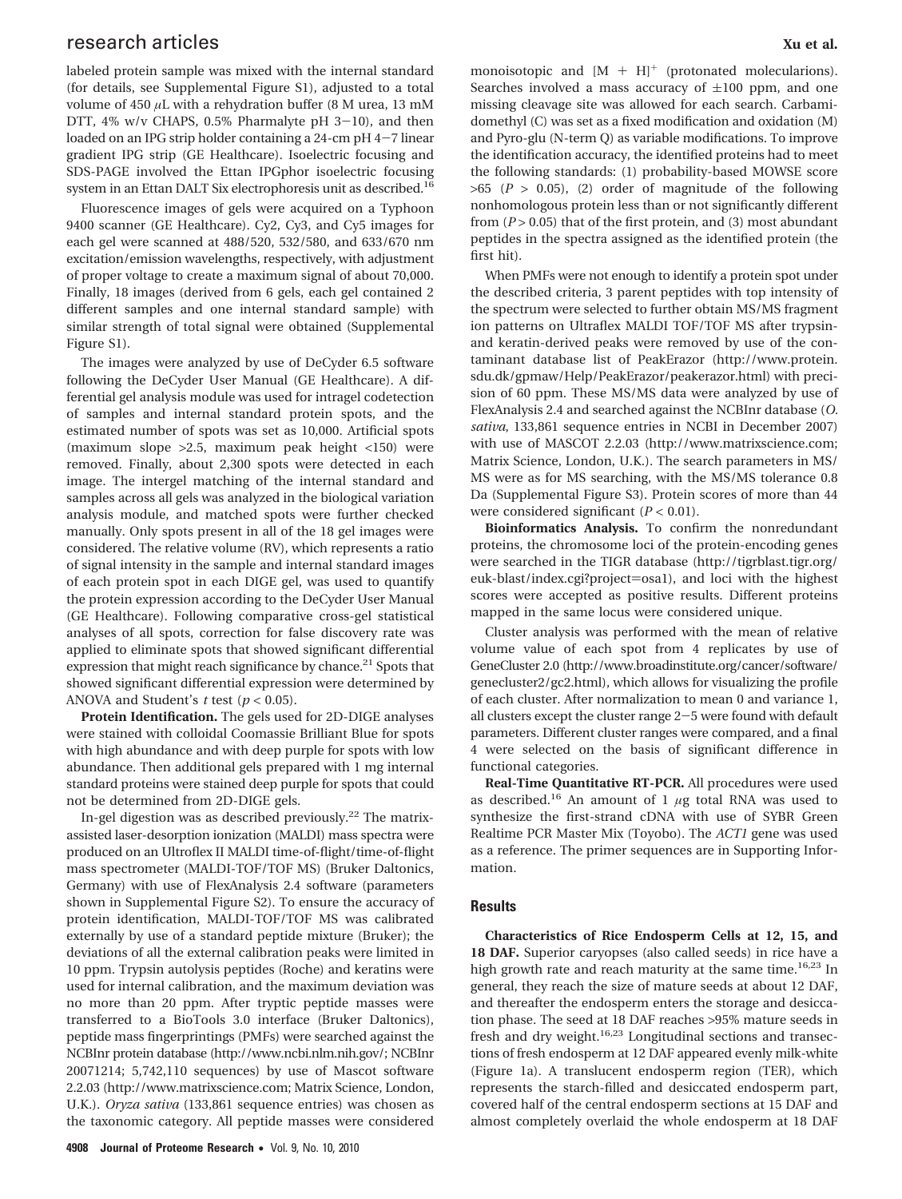labeled protein sample was mixed with the internal standard (for details, see Supplemental Figure S1), adjusted to a total volume of 450 μL with a rehydration buffer (8 M urea, 13 mM DTT, 4% w/v CHAPS, 0.5% Pharmalyte pH 3−10), and then loaded on an IPG strip holder containing a 24-cm pH 4−7 linear gradient IPG strip (GE Healthcare). Isoelectric focusing and SDS-PAGE involved the Ettan IPGphor isoelectric focusing system in an Ettan DALT Six electrophoresis unit as described.[16]

Fluorescence images of gels were acquired on a Typhoon 9400 scanner (GE Healthcare). Cy2, Cy3, and Cy5 images for each gel were scanned at 488/520, 532/580, and 633/670 nm excitation/emission wavelengths, respectively, with adjustment of proper voltage to create a maximum signal of about 70,000. Finally, 18 images (derived from 6 gels, each gel contained 2 different samples and one internal standard sample) with similar strength of total signal were obtained (Supplemental Figure S1).

The images were analyzed by use of DeCyder 6.5 software following the DeCyder User Manual (GE Healthcare). A differential gel analysis module was used for intragel codetection of samples and internal standard protein spots, and the estimated number of spots was set as 10,000. Artificial spots (maximum slope >2.5, maximum peak height <150) were removed. Finally, about 2,300 spots were detected in each image. The intergel matching of the internal standard and samples across all gels was analyzed in the biological variation analysis module, and matched spots were further checked manually. Only spots present in all of the 18 gel images were considered. The relative volume (RV), which represents a ratio of signal intensity in the sample and internal standard images of each protein spot in each DIGE gel, was used to quantify the protein expression according to the DeCyder User Manual (GE Healthcare). Following comparative cross-gel statistical analyses of all spots, correction for false discovery rate was applied to eliminate spots that showed significant differential expression that might reach significance by chance.[21] Spots that showed significant differential expression were determined by ANOVA and Student's *t* test ($p < 0.05$).

**Protein Identification.** The gels used for 2D-DIGE analyses were stained with colloidal Coomassie Brilliant Blue for spots with high abundance and with deep purple for spots with low abundance. Then additional gels prepared with 1 mg internal standard proteins were stained deep purple for spots that could not be determined from 2D-DIGE gels.

In-gel digestion was as described previously.[22] The matrix-assisted laser-desorption ionization (MALDI) mass spectra were produced on an Ultroflex II MALDI time-of-flight/time-of-flight mass spectrometer (MALDI-TOF/TOF MS) (Bruker Daltonics, Germany) with use of FlexAnalysis 2.4 software (parameters shown in Supplemental Figure S2). To ensure the accuracy of protein identification, MALDI-TOF/TOF MS was calibrated externally by use of a standard peptide mixture (Bruker); the deviations of all the external calibration peaks were limited in 10 ppm. Trypsin autolysis peptides (Roche) and keratins were used for internal calibration, and the maximum deviation was no more than 20 ppm. After tryptic peptide masses were transferred to a BioTools 3.0 interface (Bruker Daltonics), peptide mass fingerprintings (PMFs) were searched against the NCBInr protein database (http://www.ncbi.nlm.nih.gov/; NCBInr 20071214; 5,742,110 sequences) by use of Mascot software 2.2.03 (http://www.matrixscience.com; Matrix Science, London, U.K.). *Oryza sativa* (133,861 sequence entries) was chosen as the taxonomic category. All peptide masses were considered monoisotopic and $[M + H]^+$ (protonated molecularions). Searches involved a mass accuracy of ±100 ppm, and one missing cleavage site was allowed for each search. Carbamidomethyl (C) was set as a fixed modification and oxidation (M) and Pyro-glu (N-term Q) as variable modifications. To improve the identification accuracy, the identified proteins had to meet the following standards: (1) probability-based MOWSE score >65 ($P > 0.05$), (2) order of magnitude of the following nonhomologous protein less than or not significantly different from ($P > 0.05$) that of the first protein, and (3) most abundant peptides in the spectra assigned as the identified protein (the first hit).

When PMFs were not enough to identify a protein spot under the described criteria, 3 parent peptides with top intensity of the spectrum were selected to further obtain MS/MS fragment ion patterns on Ultraflex MALDI TOF/TOF MS after trypsin- and keratin-derived peaks were removed by use of the contaminant database list of PeakErazor (http://www.protein.sdu.dk/gpmaw/Help/PeakErazor/peakerazor.html) with precision of 60 ppm. These MS/MS data were analyzed by use of FlexAnalysis 2.4 and searched against the NCBInr database (*O. sativa*, 133,861 sequence entries in NCBI in December 2007) with use of MASCOT 2.2.03 (http://www.matrixscience.com; Matrix Science, London, U.K.). The search parameters in MS/MS were as for MS searching, with the MS/MS tolerance 0.8 Da (Supplemental Figure S3). Protein scores of more than 44 were considered significant ($P < 0.01$).

**Bioinformatics Analysis.** To confirm the nonredundant proteins, the chromosome loci of the protein-encoding genes were searched in the TIGR database (http://tigrblast.tigr.org/euk-blast/index.cgi?project=osa1), and loci with the highest scores were accepted as positive results. Different proteins mapped in the same locus were considered unique.

Cluster analysis was performed with the mean of relative volume value of each spot from 4 replicates by use of GeneCluster 2.0 (http://www.broadinstitute.org/cancer/software/genecluster2/gc2.html), which allows for visualizing the profile of each cluster. After normalization to mean 0 and variance 1, all clusters except the cluster range 2−5 were found with default parameters. Different cluster ranges were compared, and a final 4 were selected on the basis of significant difference in functional categories.

**Real-Time Quantitative RT-PCR.** All procedures were used as described.[16] An amount of 1 μg total RNA was used to synthesize the first-strand cDNA with use of SYBR Green Realtime PCR Master Mix (Toyobo). The *ACT1* gene was used as a reference. The primer sequences are in Supporting Information.

## Results

**Characteristics of Rice Endosperm Cells at 12, 15, and 18 DAF.** Superior caryopses (also called seeds) in rice have a high growth rate and reach maturity at the same time.[16,23] In general, they reach the size of mature seeds at about 12 DAF, and thereafter the endosperm enters the storage and desiccation phase. The seed at 18 DAF reaches >95% mature seeds in fresh and dry weight.[16,23] Longitudinal sections and transections of fresh endosperm at 12 DAF appeared evenly milk-white (Figure 1a). A translucent endosperm region (TER), which represents the starch-filled and desiccated endosperm part, covered half of the central endosperm sections at 15 DAF and almost completely overlaid the whole endosperm at 18 DAF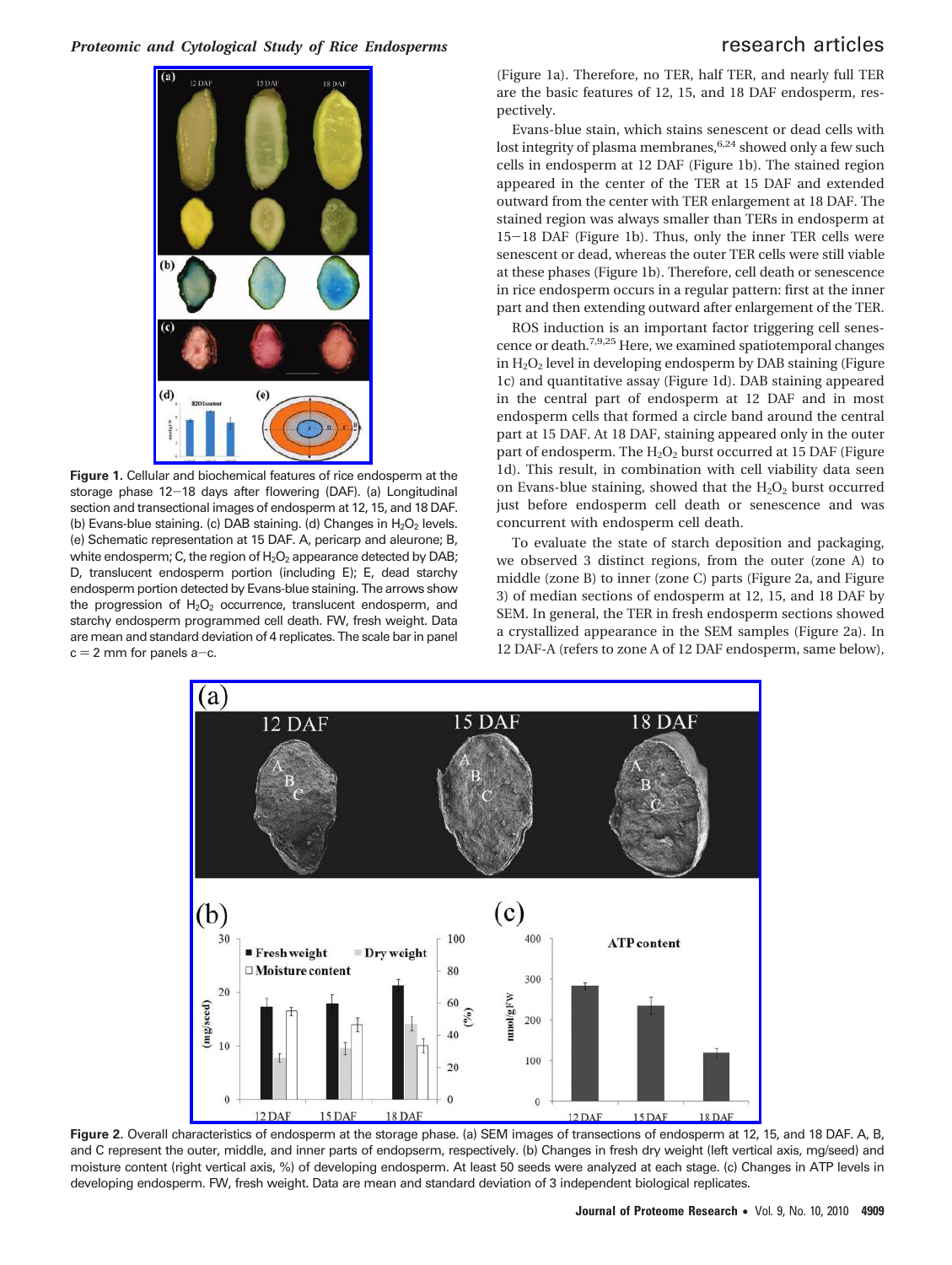Figure 1. Cellular and biochemical features of rice endosperm at the storage phase 12−18 days after flowering (DAF). (a) Longitudinal section and transectional images of endosperm at 12, 15, and 18 DAF. (b) Evans-blue staining. (c) DAB staining. (d) Changes in $H_2O_2$ levels. (e) Schematic representation at 15 DAF. A, pericarp and aleurone; B, white endosperm; C, the region of $H_2O_2$ appearance detected by DAB; D, translucent endosperm portion (including E); E, dead starchy endosperm portion detected by Evans-blue staining. The arrows show the progression of $H_2O_2$ occurrence, translucent endosperm, and starchy endosperm programmed cell death. FW, fresh weight. Data are mean and standard deviation of 4 replicates. The scale bar in panel c = 2 mm for panels a−c.

(Figure 1a). Therefore, no TER, half TER, and nearly full TER are the basic features of 12, 15, and 18 DAF endosperm, respectively.

Evans-blue stain, which stains senescent or dead cells with lost integrity of plasma membranes,[6,24] showed only a few such cells in endosperm at 12 DAF (Figure 1b). The stained region appeared in the center of the TER at 15 DAF and extended outward from the center with TER enlargement at 18 DAF. The stained region was always smaller than TERs in endosperm at 15−18 DAF (Figure 1b). Thus, only the inner TER cells were senescent or dead, whereas the outer TER cells were still viable at these phases (Figure 1b). Therefore, cell death or senescence in rice endosperm occurs in a regular pattern: first at the inner part and then extending outward after enlargement of the TER.

ROS induction is an important factor triggering cell senescence or death.[7,9,25] Here, we examined spatiotemporal changes in $H_2O_2$ level in developing endosperm by DAB staining (Figure 1c) and quantitative assay (Figure 1d). DAB staining appeared in the central part of endosperm at 12 DAF and in most endosperm cells that formed a circle band around the central part at 15 DAF. At 18 DAF, staining appeared only in the outer part of endosperm. The $H_2O_2$ burst occurred at 15 DAF (Figure 1d). This result, in combination with cell viability data seen on Evans-blue staining, showed that the $H_2O_2$ burst occurred just before endosperm cell death or senescence and was concurrent with endosperm cell death.

To evaluate the state of starch deposition and packaging, we observed 3 distinct regions, from the outer (zone A) to middle (zone B) to inner (zone C) parts (Figure 2a, and Figure 3) of median sections of endosperm at 12, 15, and 18 DAF by SEM. In general, the TER in fresh endosperm sections showed a crystallized appearance in the SEM samples (Figure 2a). In 12 DAF-A (refers to zone A of 12 DAF endosperm, same below),

Figure 2. Overall characteristics of endosperm at the storage phase. (a) SEM images of transections of endosperm at 12, 15, and 18 DAF. A, B, and C represent the outer, middle, and inner parts of endosperm, respectively. (b) Changes in fresh dry weight (left vertical axis, mg/seed) and moisture content (right vertical axis, %) of developing endosperm. At least 50 seeds were analyzed at each stage. (c) Changes in ATP levels in developing endosperm. FW, fresh weight. Data are mean and standard deviation of 3 independent biological replicates.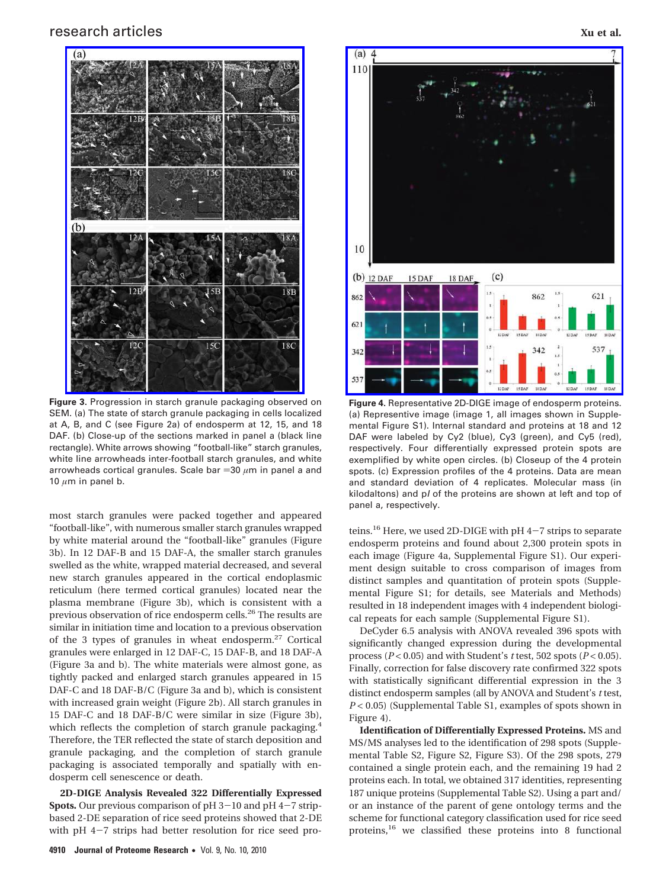**Figure 3.** Progression in starch granule packaging observed on SEM. (a) The state of starch granule packaging in cells localized at A, B, and C (see Figure 2a) of endosperm at 12, 15, and 18 DAF. (b) Close-up of the sections marked in panel a (black line rectangle). White arrows showing "football-like" starch granules, white line arrowheads inter-football starch granules, and white arrowheads cortical granules. Scale bar =30 $\mu$m in panel a and 10 $\mu$m in panel b.

**Figure 4.** Representative 2D-DIGE image of endosperm proteins. (a) Representive image (image 1, all images shown in Supplemental Figure S1). Internal standard and proteins at 18 and 12 DAF were labeled by Cy2 (blue), Cy3 (green), and Cy5 (red), respectively. Four differentially expressed protein spots are exemplified by white open circles. (b) Closeup of the 4 protein spots. (c) Expression profiles of the 4 proteins. Data are mean and standard deviation of 4 replicates. Molecular mass (in kilodaltons) and p*I* of the proteins are shown at left and top of panel a, respectively.

most starch granules were packed together and appeared "football-like", with numerous smaller starch granules wrapped by white material around the "football-like" granules (Figure 3b). In 12 DAF-B and 15 DAF-A, the smaller starch granules swelled as the white, wrapped material decreased, and several new starch granules appeared in the cortical endoplasmic reticulum (here termed cortical granules) located near the plasma membrane (Figure 3b), which is consistent with a previous observation of rice endosperm cells.[26] The results are similar in initiation time and location to a previous observation of the 3 types of granules in wheat endosperm.[27] Cortical granules were enlarged in 12 DAF-C, 15 DAF-B, and 18 DAF-A (Figure 3a and b). The white materials were almost gone, as tightly packed and enlarged starch granules appeared in 15 DAF-C and 18 DAF-B/C (Figure 3a and b), which is consistent with increased grain weight (Figure 2b). All starch granules in 15 DAF-C and 18 DAF-B/C were similar in size (Figure 3b), which reflects the completion of starch granule packaging.[4] Therefore, the TER reflected the state of starch deposition and granule packaging, and the completion of starch granule packaging is associated temporally and spatially with endosperm cell senescence or death.

**2D-DIGE Analysis Revealed 322 Differentially Expressed Spots.** Our previous comparison of pH 3−10 and pH 4−7 strip-based 2-DE separation of rice seed proteins showed that 2-DE with pH 4−7 strips had better resolution for rice seed proteins.[16] Here, we used 2D-DIGE with pH 4−7 strips to separate endosperm proteins and found about 2,300 protein spots in each image (Figure 4a, Supplemental Figure S1). Our experiment design suitable to cross comparison of images from distinct samples and quantitation of protein spots (Supplemental Figure S1; for details, see Materials and Methods) resulted in 18 independent images with 4 independent biological repeats for each sample (Supplemental Figure S1).

DeCyder 6.5 analysis with ANOVA revealed 396 spots with significantly changed expression during the developmental process ($P < 0.05$) and with Student's *t* test, 502 spots ($P < 0.05$). Finally, correction for false discovery rate confirmed 322 spots with statistically significant differential expression in the 3 distinct endosperm samples (all by ANOVA and Student's *t* test, $P < 0.05$) (Supplemental Table S1, examples of spots shown in Figure 4).

**Identification of Differentially Expressed Proteins.** MS and MS/MS analyses led to the identification of 298 spots (Supplemental Table S2, Figure S2, Figure S3). Of the 298 spots, 279 contained a single protein each, and the remaining 19 had 2 proteins each. In total, we obtained 317 identities, representing 187 unique proteins (Supplemental Table S2). Using a part and/or an instance of the parent of gene ontology terms and the scheme for functional category classification used for rice seed proteins,[16] we classified these proteins into 8 functional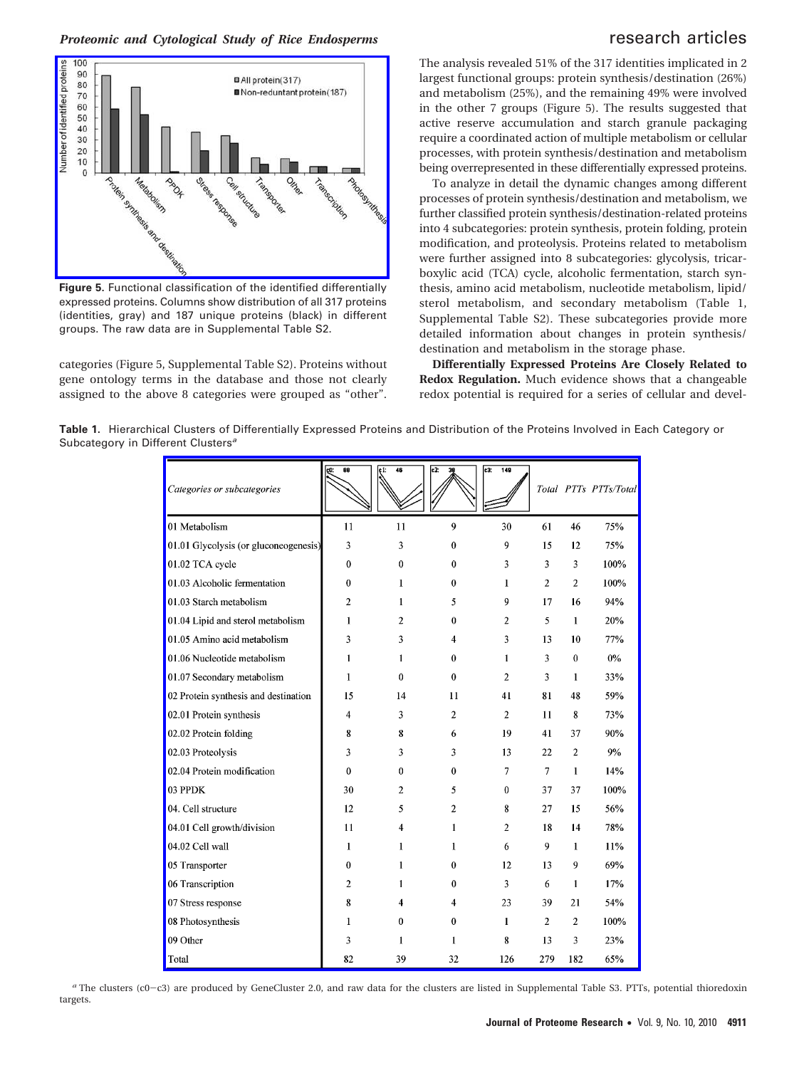Figure 5. Functional classification of the identified differentially expressed proteins. Columns show distribution of all 317 proteins (identities, gray) and 187 unique proteins (black) in different groups. The raw data are in Supplemental Table S2.

categories (Figure 5, Supplemental Table S2). Proteins without gene ontology terms in the database and those not clearly assigned to the above 8 categories were grouped as "other". The analysis revealed 51% of the 317 identities implicated in 2 largest functional groups: protein synthesis/destination (26%) and metabolism (25%), and the remaining 49% were involved in the other 7 groups (Figure 5). The results suggested that active reserve accumulation and starch granule packaging require a coordinated action of multiple metabolism or cellular processes, with protein synthesis/destination and metabolism being overrepresented in these differentially expressed proteins.

To analyze in detail the dynamic changes among different processes of protein synthesis/destination and metabolism, we further classified protein synthesis/destination-related proteins into 4 subcategories: protein synthesis, protein folding, protein modification, and proteolysis. Proteins related to metabolism were further assigned into 8 subcategories: glycolysis, tricarboxylic acid (TCA) cycle, alcoholic fermentation, starch synthesis, amino acid metabolism, nucleotide metabolism, lipid/sterol metabolism, and secondary metabolism (Table 1, Supplemental Table S2). These subcategories provide more detailed information about changes in protein synthesis/destination and metabolism in the storage phase.

**Differentially Expressed Proteins Are Closely Related to Redox Regulation.** Much evidence shows that a changeable redox potential is required for a series of cellular and devel-

**Table 1.** Hierarchical Clusters of Differentially Expressed Proteins and Distribution of the Proteins Involved in Each Category or Subcategory in Different Clusters[a]

| Categories or subcategories | c0: 88 | c1: 46 | c2: 38 | c3: 149 | Total | PTTs | PTTs/Total |
|---|---|---|---|---|---|---|---|
| 01 Metabolism | 11 | 11 | 9 | 30 | 61 | 46 | 75% |
| 01.01 Glycolysis (or gluconeogenesis) | 3 | 3 | 0 | 9 | 15 | 12 | 75% |
| 01.02 TCA cycle | 0 | 0 | 0 | 3 | 3 | 3 | 100% |
| 01.03 Alcoholic fermentation | 0 | 1 | 0 | 1 | 2 | 2 | 100% |
| 01.03 Starch metabolism | 2 | 1 | 5 | 9 | 17 | 16 | 94% |
| 01.04 Lipid and sterol metabolism | 1 | 2 | 0 | 2 | 5 | 1 | 20% |
| 01.05 Amino acid metabolism | 3 | 3 | 4 | 3 | 13 | 10 | 77% |
| 01.06 Nucleotide metabolism | 1 | 1 | 0 | 1 | 3 | 0 | 0% |
| 01.07 Secondary metabolism | 1 | 0 | 0 | 2 | 3 | 1 | 33% |
| 02 Protein synthesis and destination | 15 | 14 | 11 | 41 | 81 | 48 | 59% |
| 02.01 Protein synthesis | 4 | 3 | 2 | 2 | 11 | 8 | 73% |
| 02.02 Protein folding | 8 | 8 | 6 | 19 | 41 | 37 | 90% |
| 02.03 Proteolysis | 3 | 3 | 3 | 13 | 22 | 2 | 9% |
| 02.04 Protein modification | 0 | 0 | 0 | 7 | 7 | 1 | 14% |
| 03 PPDK | 30 | 2 | 5 | 0 | 37 | 37 | 100% |
| 04. Cell structure | 12 | 5 | 2 | 8 | 27 | 15 | 56% |
| 04.01 Cell growth/division | 11 | 4 | 1 | 2 | 18 | 14 | 78% |
| 04.02 Cell wall | 1 | 1 | 1 | 6 | 9 | 1 | 11% |
| 05 Transporter | 0 | 1 | 0 | 12 | 13 | 9 | 69% |
| 06 Transcription | 2 | 1 | 0 | 3 | 6 | 1 | 17% |
| 07 Stress response | 8 | 4 | 4 | 23 | 39 | 21 | 54% |
| 08 Photosynthesis | 1 | 0 | 0 | 1 | 2 | 2 | 100% |
| 09 Other | 3 | 1 | 1 | 8 | 13 | 3 | 23% |
| Total | 82 | 39 | 32 | 126 | 279 | 182 | 65% |

[a] The clusters (c0−c3) are produced by GeneCluster 2.0, and raw data for the clusters are listed in Supplemental Table S3. PTTs, potential thioredoxin targets.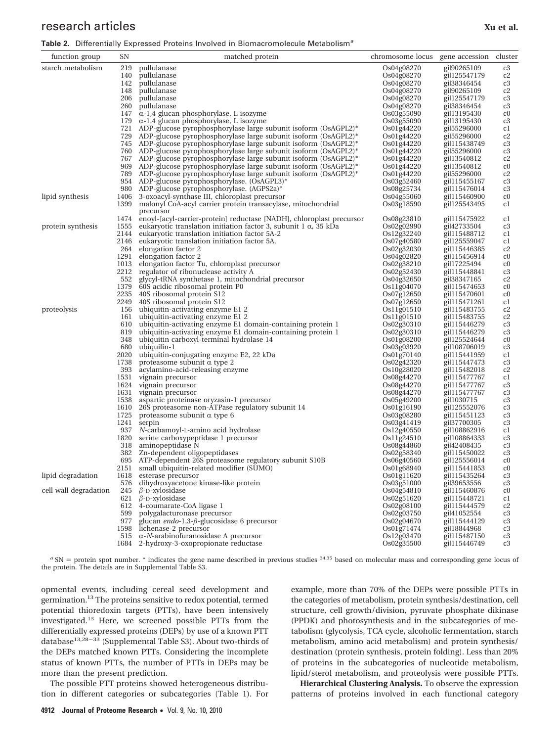**Table 2.** Differentially Expressed Proteins Involved in Biomacromolecule Metabolism[a]

| function group | SN | matched protein | chromosome locus | gene accession | cluster |
|---|---|---|---|---|---|
| starch metabolism | 219 | pullulanase | Os04g08270 | gi\|90265109 | c3 |
| | 140 | pullulanase | Os04g08270 | gi\|125547179 | c2 |
| | 142 | pullulanase | Os04g08270 | gi\|38346454 | c3 |
| | 148 | pullulanase | Os04g08270 | gi\|90265109 | c2 |
| | 206 | pullulanase | Os04g08270 | gi\|125547179 | c3 |
| | 260 | pullulanase | Os04g08270 | gi\|38346454 | c3 |
| | 147 | α-1,4 glucan phosphorylase, L isozyme | Os03g55090 | gi\|13195430 | c0 |
| | 179 | α-1,4 glucan phosphorylase, L isozyme | Os03g55090 | gi\|13195430 | c3 |
| | 721 | ADP-glucose pyrophosphorylase large subunit isoform (OsAGPL2)* | Os01g44220 | gi\|55296000 | c1 |
| | 729 | ADP-glucose pyrophosphorylase large subunit isoform (OsAGPL2)* | Os01g44220 | gi\|55296000 | c2 |
| | 745 | ADP-glucose pyrophosphorylase large subunit isoform (OsAGPL2)* | Os01g44220 | gi\|115438749 | c3 |
| | 760 | ADP-glucose pyrophosphorylase large subunit isoform (OsAGPL2)* | Os01g44220 | gi\|55296000 | c3 |
| | 767 | ADP-glucose pyrophosphorylase large subunit isoform (OsAGPL2)* | Os01g44220 | gi\|13540812 | c2 |
| | 969 | ADP-glucose pyrophosphorylase large subunit isoform (OsAGPL2)* | Os01g44220 | gi\|13540812 | c0 |
| | 789 | ADP-glucose pyrophosphorylase large subunit isoform (OsAGPL2)* | Os01g44220 | gi\|55296000 | c2 |
| | 954 | ADP-glucose pyrophosphorylase. (OsAGPL3)* | Os03g52460 | gi\|115455167 | c3 |
| | 980 | ADP-glucose pyrophosphorylase. (AGPS2a)* | Os08g25734 | gi\|115476014 | c3 |
| lipid synthesis | 1406 | 3-oxoacyl-synthase III, chloroplast precursor | Os04g55060 | gi\|115460900 | c0 |
| | 1399 | malonyl CoA-acyl carrier protein transacylase, mitochondrial precursor | Os03g18590 | gi\|125543495 | c1 |
| | 1474 | enoyl-[acyl-carrier-protein] reductase [NADH], chloroplast precursor | Os08g23810 | gi\|115475922 | c1 |
| protein synthesis | 1555 | eukaryotic translation initiation factor 3, subunit 1 α, 35 kDa | Os02g02990 | gi\|42733504 | c3 |
| | 2144 | eukaryotic translation initiation factor 5A-2 | Os12g32240 | gi\|115488712 | c1 |
| | 2146 | eukaryotic translation initiation factor 5A, | Os07g40580 | gi\|125559047 | c1 |
| | 264 | elongation factor 2 | Os02g32030 | gi\|115446385 | c2 |
| | 1291 | elongation factor 2 | Os04g02820 | gi\|115456914 | c0 |
| | 1013 | elongation factor Tu, chloroplast precursor | Os02g38210 | gi\|17225494 | c0 |
| | 2212 | regulator of ribonuclease activity A | Os02g52430 | gi\|115448841 | c3 |
| | 552 | glycyl-tRNA synthetase 1, mitochondrial precursor | Os04g32650 | gi\|38347165 | c2 |
| | 1379 | 60S acidic ribosomal protein P0 | Os11g04070 | gi\|115474653 | c0 |
| | 2235 | 40S ribosomal protein S12 | Os07g12650 | gi\|115470601 | c0 |
| | 2249 | 40S ribosomal protein S12 | Os07g12650 | gi\|115471261 | c1 |
| proteolysis | 156 | ubiquitin-activating enzyme E1 2 | Os11g01510 | gi\|115483755 | c2 |
| | 161 | ubiquitin-activating enzyme E1 2 | Os11g01510 | gi\|115483755 | c2 |
| | 610 | ubiquitin-activating enzyme E1 domain-containing protein 1 | Os02g30310 | gi\|115446279 | c3 |
| | 819 | ubiquitin-activating enzyme E1 domain-containing protein 1 | Os02g30310 | gi\|115446279 | c3 |
| | 348 | ubiquitin carboxyl-terminal hydrolase 14 | Os01g08200 | gi\|125524644 | c0 |
| | 680 | ubiquilin-1 | Os03g03920 | gi\|108706019 | c3 |
| | 2020 | ubiquitin-conjugating enzyme E2, 22 kDa | Os01g70140 | gi\|115441959 | c1 |
| | 1738 | proteasome subunit α type 2 | Os02g42320 | gi\|115447473 | c3 |
| | 393 | acylamino-acid-releasing enzyme | Os10g28020 | gi\|115482018 | c2 |
| | 1531 | vignain precursor | Os08g44270 | gi\|115477767 | c1 |
| | 1624 | vignain precursor | Os08g44270 | gi\|115477767 | c3 |
| | 1631 | vignain precursor | Os08g44270 | gi\|115477767 | c3 |
| | 1538 | aspartic proteinase oryzasin-1 precursor | Os05g49200 | gi\|1030715 | c3 |
| | 1610 | 26S proteasome non-ATPase regulatory subunit 14 | Os01g16190 | gi\|125552076 | c3 |
| | 1725 | proteasome subunit α type 6 | Os03g08280 | gi\|115451123 | c3 |
| | 1241 | serpin | Os03g41419 | gi\|37700305 | c3 |
| | 937 | *N*-carbamoyl-L-amino acid hydrolase | Os12g40550 | gi\|108862916 | c1 |
| | 1820 | serine carboxypeptidase 1 precursor | Os11g24510 | gi\|108864333 | c3 |
| | 318 | aminopeptidase N | Os08g44860 | gi\|42408435 | c3 |
| | 382 | Zn-dependent oligopeptidases | Os02g58340 | gi\|115450022 | c3 |
| | 695 | ATP-dependent 26S proteasome regulatory subunit S10B | Os06g40560 | gi\|125556014 | c0 |
| | 2151 | small ubiquitin-related modifier (SUMO) | Os01g68940 | gi\|115441853 | c0 |
| lipid degradation | 1618 | esterase precursor | Os01g11620 | gi\|115435264 | c3 |
| | 576 | dihydroxyacetone kinase-like protein | Os03g51000 | gi\|39653556 | c3 |
| cell wall degradation | 245 | β-D-xylosidase | Os04g54810 | gi\|115460876 | c0 |
| | 621 | β-D-xylosidase | Os02g51620 | gi\|115448721 | c1 |
| | 612 | 4-coumarate-CoA ligase 1 | Os02g08100 | gi\|115444579 | c2 |
| | 599 | polygalacturonase precursor | Os02g03750 | gi\|41052554 | c3 |
| | 977 | glucan *endo*-1,3-β-glucosidase 6 precursor | Os02g04670 | gi\|115444129 | c3 |
| | 1598 | lichenase-2 precursor | Os01g71474 | gi\|18844968 | c3 |
| | 515 | α-*N*-arabinofuranosidase A precursor | Os12g03470 | gi\|115487150 | c3 |
| | 1684 | 2-hydroxy-3-oxopropionate reductase | Os02g35500 | gi\|115446749 | c3 |

[a] SN = protein spot number. * indicates the gene name described in previous studies [34,35] based on molecular mass and corresponding gene locus of the protein. The details are in Supplemental Table S3.

opmental events, including cereal seed development and germination.[13] The proteins sensitive to redox potential, termed potential thioredoxin targets (PTTs), have been intensively investigated.[13] Here, we screened possible PTTs from the differentially expressed proteins (DEPs) by use of a known PTT database[13,28−33] (Supplemental Table S3). About two-thirds of the DEPs matched known PTTs. Considering the incomplete status of known PTTs, the number of PTTs in DEPs may be more than the present prediction.

The possible PTT proteins showed heterogeneous distribution in different categories or subcategories (Table 1). For example, more than 70% of the DEPs were possible PTTs in the categories of metabolism, protein synthesis/destination, cell structure, cell growth/division, pyruvate phosphate dikinase (PPDK) and photosynthesis and in the subcategories of metabolism (glycolysis, TCA cycle, alcoholic fermentation, starch metabolism, amino acid metabolism) and protein synthesis/destination (protein synthesis, protein folding). Less than 20% of proteins in the subcategories of nucleotide metabolism, lipid/sterol metabolism, and proteolysis were possible PTTs.

**Hierarchical Clustering Analysis.** To observe the expression patterns of proteins involved in each functional category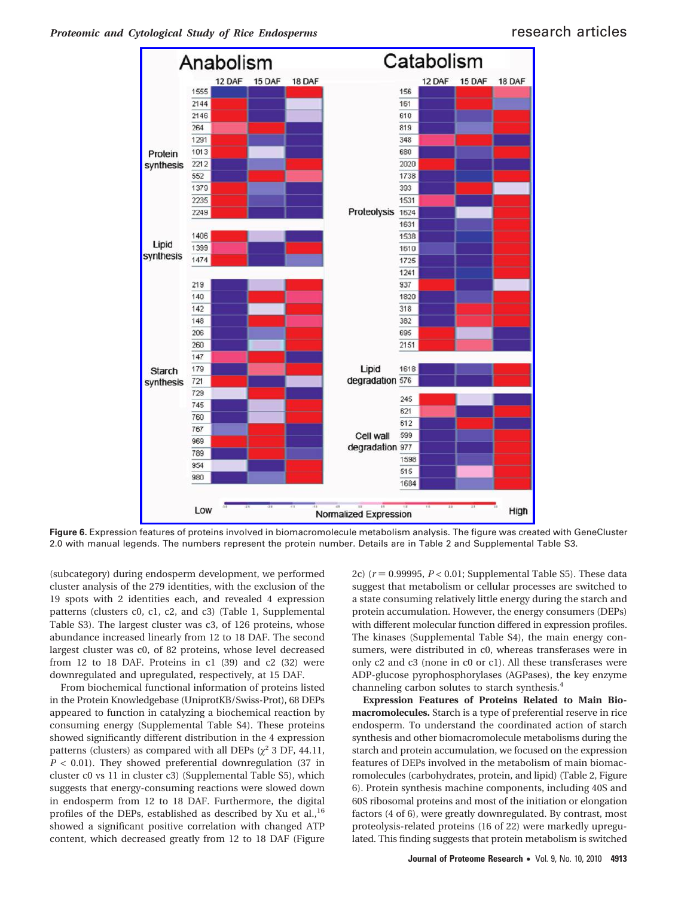**Figure 6.** Expression features of proteins involved in biomacromolecule metabolism analysis. The figure was created with GeneCluster 2.0 with manual legends. The numbers represent the protein number. Details are in Table 2 and Supplemental Table S3.

(subcategory) during endosperm development, we performed cluster analysis of the 279 identities, with the exclusion of the 19 spots with 2 identities each, and revealed 4 expression patterns (clusters c0, c1, c2, and c3) (Table 1, Supplemental Table S3). The largest cluster was c3, of 126 proteins, whose abundance increased linearly from 12 to 18 DAF. The second largest cluster was c0, of 82 proteins, whose level decreased from 12 to 18 DAF. Proteins in c1 (39) and c2 (32) were downregulated and upregulated, respectively, at 15 DAF.

From biochemical functional information of proteins listed in the Protein Knowledgebase (UniprotKB/Swiss-Prot), 68 DEPs appeared to function in catalyzing a biochemical reaction by consuming energy (Supplemental Table S4). These proteins showed significantly different distribution in the 4 expression patterns (clusters) as compared with all DEPs ($\chi^2$ 3 DF, 44.11, $P < 0.01$). They showed preferential downregulation (37 in cluster c0 vs 11 in cluster c3) (Supplemental Table S5), which suggests that energy-consuming reactions were slowed down in endosperm from 12 to 18 DAF. Furthermore, the digital profiles of the DEPs, established as described by Xu et al.,[16] showed a significant positive correlation with changed ATP content, which decreased greatly from 12 to 18 DAF (Figure 2c) ($r = 0.99995$, $P < 0.01$; Supplemental Table S5). These data suggest that metabolism or cellular processes are switched to a state consuming relatively little energy during the starch and protein accumulation. However, the energy consumers (DEPs) with different molecular function differed in expression profiles. The kinases (Supplemental Table S4), the main energy consumers, were distributed in c0, whereas transferases were in only c2 and c3 (none in c0 or c1). All these transferases were ADP-glucose pyrophosphorylases (AGPases), the key enzyme channeling carbon solutes to starch synthesis.[4]

**Expression Features of Proteins Related to Main Biomacromolecules.** Starch is a type of preferential reserve in rice endosperm. To understand the coordinated action of starch synthesis and other biomacromolecule metabolisms during the starch and protein accumulation, we focused on the expression features of DEPs involved in the metabolism of main biomacromolecules (carbohydrates, protein, and lipid) (Table 2, Figure 6). Protein synthesis machine components, including 40S and 60S ribosomal proteins and most of the initiation or elongation factors (4 of 6), were greatly downregulated. By contrast, most proteolysis-related proteins (16 of 22) were markedly upregulated. This finding suggests that protein metabolism is switched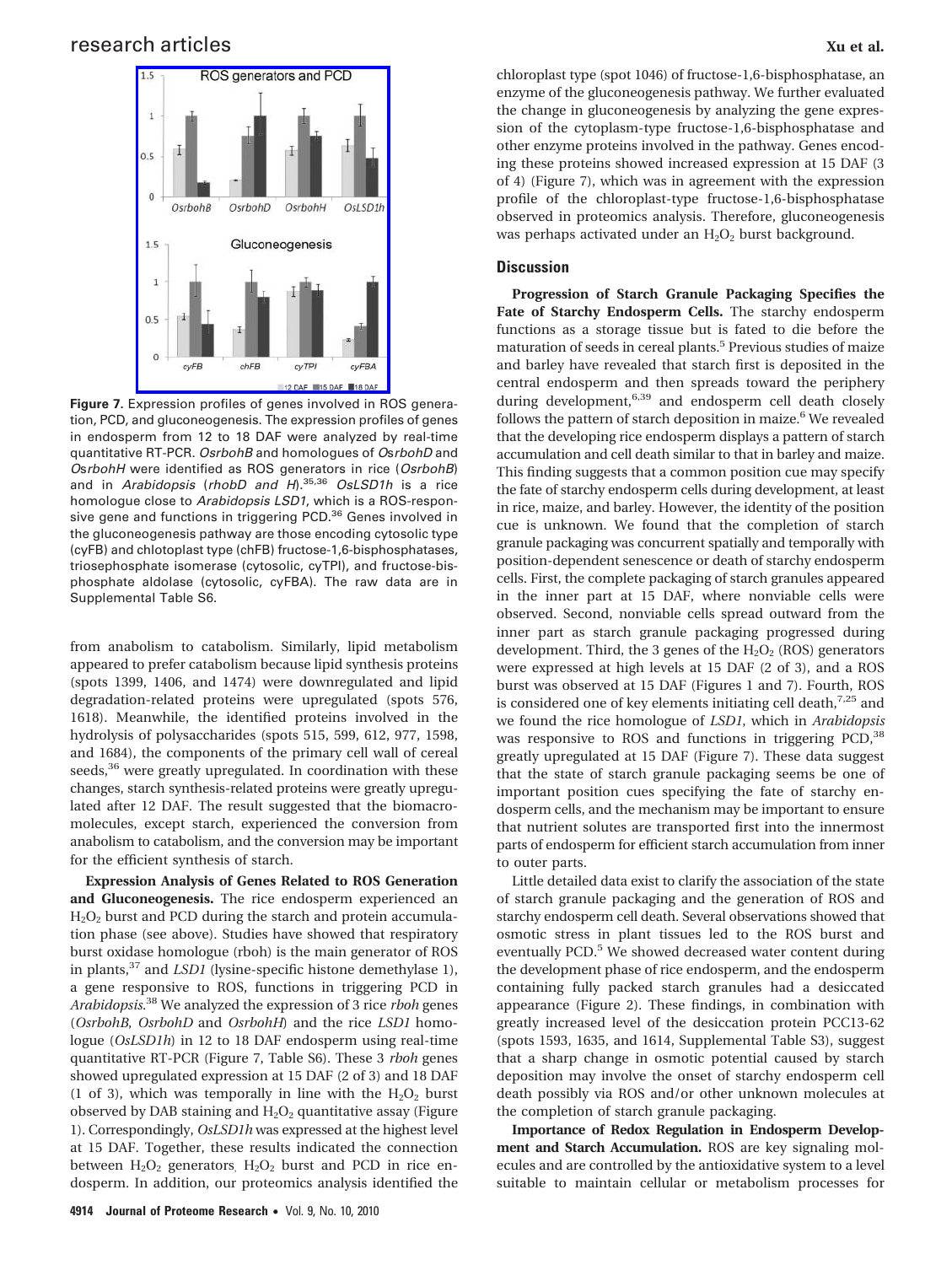**Figure 7.** Expression profiles of genes involved in ROS generation, PCD, and gluconeogenesis. The expression profiles of genes in endosperm from 12 to 18 DAF were analyzed by real-time quantitative RT-PCR. *OsrbohB* and homologues of *OsrbohD* and *OsrbohH* were identified as ROS generators in rice (*OsrbohB*) and in *Arabidopsis* (*rhobD and H*).[35,36] *OsLSD1h* is a rice homologue close to *Arabidopsis LSD1*, which is a ROS-responsive gene and functions in triggering PCD.[36] Genes involved in the gluconeogenesis pathway are those encoding cytosolic type (cyFB) and chlotoplast type (chFB) fructose-1,6-bisphosphatases, triosephosphate isomerase (cytosolic, cyTPI), and fructose-bisphosphate aldolase (cytosolic, cyFBA). The raw data are in Supplemental Table S6.

from anabolism to catabolism. Similarly, lipid metabolism appeared to prefer catabolism because lipid synthesis proteins (spots 1399, 1406, and 1474) were downregulated and lipid degradation-related proteins were upregulated (spots 576, 1618). Meanwhile, the identified proteins involved in the hydrolysis of polysaccharides (spots 515, 599, 612, 977, 1598, and 1684), the components of the primary cell wall of cereal seeds,[36] were greatly upregulated. In coordination with these changes, starch synthesis-related proteins were greatly upregulated after 12 DAF. The result suggested that the biomacromolecules, except starch, experienced the conversion from anabolism to catabolism, and the conversion may be important for the efficient synthesis of starch.

**Expression Analysis of Genes Related to ROS Generation and Gluconeogenesis.** The rice endosperm experienced an $H_2O_2$ burst and PCD during the starch and protein accumulation phase (see above). Studies have showed that respiratory burst oxidase homologue (rboh) is the main generator of ROS in plants,[37] and *LSD1* (lysine-specific histone demethylase 1), a gene responsive to ROS, functions in triggering PCD in *Arabidopsis*.[38] We analyzed the expression of 3 rice *rboh* genes (*OsrbohB*, *OsrbohD* and *OsrbohH*) and the rice *LSD1* homologue (*OsLSD1h*) in 12 to 18 DAF endosperm using real-time quantitative RT-PCR (Figure 7, Table S6). These 3 *rboh* genes showed upregulated expression at 15 DAF (2 of 3) and 18 DAF (1 of 3), which was temporally in line with the $H_2O_2$ burst observed by DAB staining and $H_2O_2$ quantitative assay (Figure 1). Correspondingly, *OsLSD1h* was expressed at the highest level at 15 DAF. Together, these results indicated the connection between $H_2O_2$ generators, $H_2O_2$ burst and PCD in rice endosperm. In addition, our proteomics analysis identified the chloroplast type (spot 1046) of fructose-1,6-bisphosphatase, an enzyme of the gluconeogenesis pathway. We further evaluated the change in gluconeogenesis by analyzing the gene expression of the cytoplasm-type fructose-1,6-bisphosphatase and other enzyme proteins involved in the pathway. Genes encoding these proteins showed increased expression at 15 DAF (3 of 4) (Figure 7), which was in agreement with the expression profile of the chloroplast-type fructose-1,6-bisphosphatase observed in proteomics analysis. Therefore, gluconeogenesis was perhaps activated under an $H_2O_2$ burst background.

## Discussion

**Progression of Starch Granule Packaging Specifies the Fate of Starchy Endosperm Cells.** The starchy endosperm functions as a storage tissue but is fated to die before the maturation of seeds in cereal plants.[5] Previous studies of maize and barley have revealed that starch first is deposited in the central endosperm and then spreads toward the periphery during development,[6,39] and endosperm cell death closely follows the pattern of starch deposition in maize.[6] We revealed that the developing rice endosperm displays a pattern of starch accumulation and cell death similar to that in barley and maize. This finding suggests that a common position cue may specify the fate of starchy endosperm cells during development, at least in rice, maize, and barley. However, the identity of the position cue is unknown. We found that the completion of starch granule packaging was concurrent spatially and temporally with position-dependent senescence or death of starchy endosperm cells. First, the complete packaging of starch granules appeared in the inner part at 15 DAF, where nonviable cells were observed. Second, nonviable cells spread outward from the inner part as starch granule packaging progressed during development. Third, the 3 genes of the $H_2O_2$ (ROS) generators were expressed at high levels at 15 DAF (2 of 3), and a ROS burst was observed at 15 DAF (Figures 1 and 7). Fourth, ROS is considered one of key elements initiating cell death,[7,25] and we found the rice homologue of *LSD1*, which in *Arabidopsis* was responsive to ROS and functions in triggering PCD,[38] greatly upregulated at 15 DAF (Figure 7). These data suggest that the state of starch granule packaging seems be one of important position cues specifying the fate of starchy endosperm cells, and the mechanism may be important to ensure that nutrient solutes are transported first into the innermost parts of endosperm for efficient starch accumulation from inner to outer parts.

Little detailed data exist to clarify the association of the state of starch granule packaging and the generation of ROS and starchy endosperm cell death. Several observations showed that osmotic stress in plant tissues led to the ROS burst and eventually PCD.[5] We showed decreased water content during the development phase of rice endosperm, and the endosperm containing fully packed starch granules had a desiccated appearance (Figure 2). These findings, in combination with greatly increased level of the desiccation protein PCC13-62 (spots 1593, 1635, and 1614, Supplemental Table S3), suggest that a sharp change in osmotic potential caused by starch deposition may involve the onset of starchy endosperm cell death possibly via ROS and/or other unknown molecules at the completion of starch granule packaging.

**Importance of Redox Regulation in Endosperm Development and Starch Accumulation.** ROS are key signaling molecules and are controlled by the antioxidative system to a level suitable to maintain cellular or metabolism processes for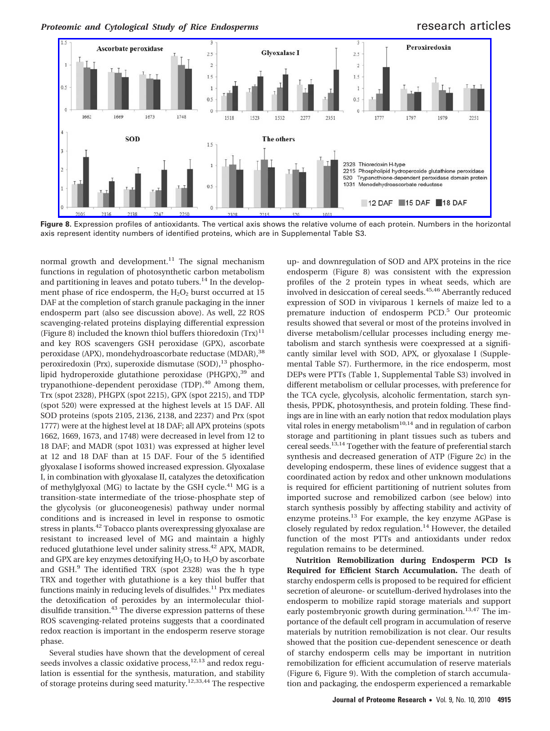Figure 8. Expression profiles of antioxidants. The vertical axis shows the relative volume of each protein. Numbers in the horizontal axis represent identity numbers of identified proteins, which are in Supplemental Table S3.

normal growth and development.[11] The signal mechanism functions in regulation of photosynthetic carbon metabolism and partitioning in leaves and potato tubers.[14] In the development phase of rice endosperm, the $H_2O_2$ burst occurred at 15 DAF at the completion of starch granule packaging in the inner endosperm part (also see discussion above). As well, 22 ROS scavenging-related proteins displaying differential expression (Figure 8) included the known thiol buffers thioredoxin (Trx)[11] and key ROS scavengers GSH peroxidase (GPX), ascorbate peroxidase (APX), mondehydroascorbate reductase (MDAR),[38] peroxiredoxin (Prx), superoxide dismutase (SOD),[13] phospholipid hydroperoxide glutathione peroxidase (PHGPX),[39] and trypanothione-dependent peroxidase (TDP).[40] Among them, Trx (spot 2328), PHGPX (spot 2215), GPX (spot 2215), and TDP (spot 520) were expressed at the highest levels at 15 DAF. All SOD proteins (spots 2105, 2136, 2138, and 2237) and Prx (spot 1777) were at the highest level at 18 DAF; all APX proteins (spots 1662, 1669, 1673, and 1748) were decreased in level from 12 to 18 DAF; and MADR (spot 1031) was expressed at higher level at 12 and 18 DAF than at 15 DAF. Four of the 5 identified glyoxalase I isoforms showed increased expression. Glyoxalase I, in combination with glyoxalase II, catalyzes the detoxification of methylglyoxal (MG) to lactate by the GSH cycle.[41] MG is a transition-state intermediate of the triose-phosphate step of the glycolysis (or gluconeogenesis) pathway under normal conditions and is increased in level in response to osmotic stress in plants.[42] Tobacco plants overexpressing glyoxalase are resistant to increased level of MG and maintain a highly reduced glutathione level under salinity stress.[42] APX, MADR, and GPX are key enzymes detoxifying $H_2O_2$ to $H_2O$ by ascorbate and GSH.[9] The identified TRX (spot 2328) was the h type TRX and together with glutathione is a key thiol buffer that functions mainly in reducing levels of disulfides.[11] Prx mediates the detoxification of peroxides by an intermolecular thiol-disulfide transition.[43] The diverse expression patterns of these ROS scavenging-related proteins suggests that a coordinated redox reaction is important in the endosperm reserve storage phase.

Several studies have shown that the development of cereal seeds involves a classic oxidative process,[12,13] and redox regulation is essential for the synthesis, maturation, and stability of storage proteins during seed maturity.[12,33,44] The respective up- and downregulation of SOD and APX proteins in the rice endosperm (Figure 8) was consistent with the expression profiles of the 2 protein types in wheat seeds, which are involved in desiccation of cereal seeds.[45,46] Aberrantly reduced expression of SOD in viviparous 1 kernels of maize led to a premature induction of endosperm PCD.[5] Our proteomic results showed that several or most of the proteins involved in diverse metabolism/cellular processes including energy metabolism and starch synthesis were coexpressed at a significantly similar level with SOD, APX, or glyoxalase I (Supplemental Table S7). Furthermore, in the rice endosperm, most DEPs were PTTs (Table 1, Supplemental Table S3) involved in different metabolism or cellular processes, with preference for the TCA cycle, glycolysis, alcoholic fermentation, starch synthesis, PPDK, photosynthesis, and protein folding. These findings are in line with an early notion that redox modulation plays vital roles in energy metabolism[10,14] and in regulation of carbon storage and partitioning in plant tissues such as tubers and cereal seeds.[13,14] Together with the feature of preferential starch synthesis and decreased generation of ATP (Figure 2c) in the developing endosperm, these lines of evidence suggest that a coordinated action by redox and other unknown modulations is required for efficient partitioning of nutrient solutes from imported sucrose and remobilized carbon (see below) into starch synthesis possibly by affecting stability and activity of enzyme proteins.[13] For example, the key enzyme AGPase is closely regulated by redox regulation.[14] However, the detailed function of the most PTTs and antioxidants under redox regulation remains to be determined.

**Nutrition Remobilization during Endosperm PCD Is Required for Efficient Starch Accumulation.** The death of starchy endosperm cells is proposed to be required for efficient secretion of aleurone- or scutellum-derived hydrolases into the endosperm to mobilize rapid storage materials and support early postembryonic growth during germination.[13,47] The importance of the default cell program in accumulation of reserve materials by nutrition remobilization is not clear. Our results showed that the position cue-dependent senescence or death of starchy endosperm cells may be important in nutrition remobilization for efficient accumulation of reserve materials (Figure 6, Figure 9). With the completion of starch accumulation and packaging, the endosperm experienced a remarkable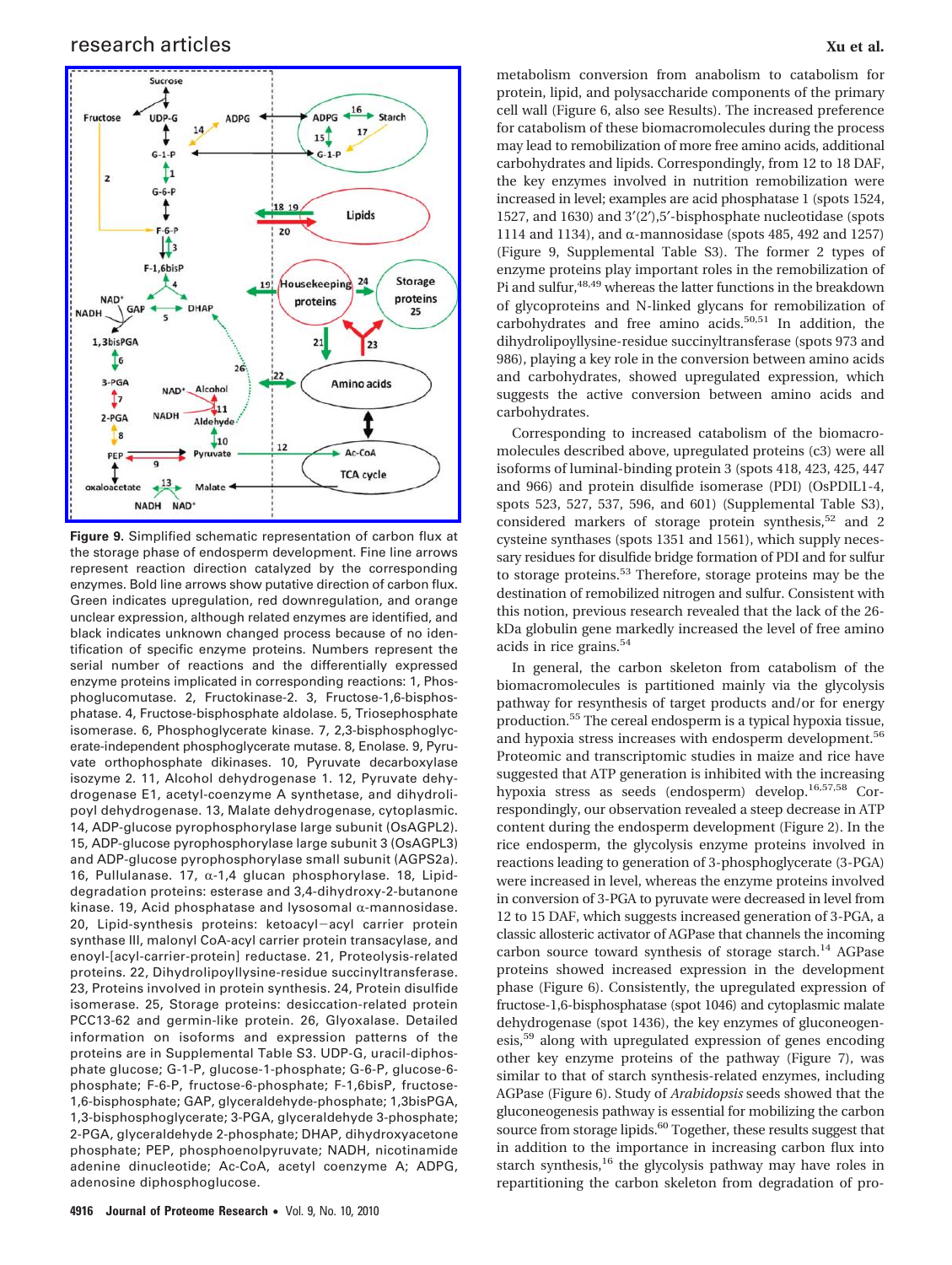**Figure 9.** Simplified schematic representation of carbon flux at the storage phase of endosperm development. Fine line arrows represent reaction direction catalyzed by the corresponding enzymes. Bold line arrows show putative direction of carbon flux. Green indicates upregulation, red downregulation, and orange unclear expression, although related enzymes are identified, and black indicates unknown changed process because of no identification of specific enzyme proteins. Numbers represent the serial number of reactions and the differentially expressed enzyme proteins implicated in corresponding reactions: 1, Phosphoglucomutase. 2, Fructokinase-2. 3, Fructose-1,6-bisphosphatase. 4, Fructose-bisphosphate aldolase. 5, Triosephosphate isomerase. 6, Phosphoglycerate kinase. 7, 2,3-bisphosphoglycerate-independent phosphoglycerate mutase. 8, Enolase. 9, Pyruvate orthophosphate dikinases. 10, Pyruvate decarboxylase isozyme 2. 11, Alcohol dehydrogenase 1. 12, Pyruvate dehydrogenase E1, acetyl-coenzyme A synthetase, and dihydrolipoyl dehydrogenase. 13, Malate dehydrogenase, cytoplasmic. 14, ADP-glucose pyrophosphorylase large subunit (OsAGPL2). 15, ADP-glucose pyrophosphorylase large subunit 3 (OsAGPL3) and ADP-glucose pyrophosphorylase small subunit (AGPS2a). 16, Pullulanase. 17, α-1,4 glucan phosphorylase. 18, Lipid-degradation proteins: esterase and 3,4-dihydroxy-2-butanone kinase. 19, Acid phosphatase and lysosomal α-mannosidase. 20, Lipid-synthesis proteins: ketoacyl−acyl carrier protein synthase III, malonyl CoA-acyl carrier protein transacylase, and enoyl-[acyl-carrier-protein] reductase. 21, Proteolysis-related proteins. 22, Dihydrolipoyllysine-residue succinyltransferase. 23, Proteins involved in protein synthesis. 24, Protein disulfide isomerase. 25, Storage proteins: desiccation-related protein PCC13-62 and germin-like protein. 26, Glyoxalase. Detailed information on isoforms and expression patterns of the proteins are in Supplemental Table S3. UDP-G, uracil-diphosphate glucose; G-1-P, glucose-1-phosphate; G-6-P, glucose-6-phosphate; F-6-P, fructose-6-phosphate; F-1,6bisP, fructose-1,6-bisphosphate; GAP, glyceraldehyde-phosphate; 1,3bisPGA, 1,3-bisphosphoglycerate; 3-PGA, glyceraldehyde 3-phosphate; 2-PGA, glyceraldehyde 2-phosphate; DHAP, dihydroxyacetone phosphate; PEP, phosphoenolpyruvate; NADH, nicotinamide adenine dinucleotide; Ac-CoA, acetyl coenzyme A; ADPG, adenosine diphosphoglucose.

metabolism conversion from anabolism to catabolism for protein, lipid, and polysaccharide components of the primary cell wall (Figure 6, also see Results). The increased preference for catabolism of these biomacromolecules during the process may lead to remobilization of more free amino acids, additional carbohydrates and lipids. Correspondingly, from 12 to 18 DAF, the key enzymes involved in nutrition remobilization were increased in level; examples are acid phosphatase 1 (spots 1524, 1527, and 1630) and 3′(2′),5′-bisphosphate nucleotidase (spots 1114 and 1134), and α-mannosidase (spots 485, 492 and 1257) (Figure 9, Supplemental Table S3). The former 2 types of enzyme proteins play important roles in the remobilization of Pi and sulfur,[48,49] whereas the latter functions in the breakdown of glycoproteins and N-linked glycans for remobilization of carbohydrates and free amino acids.[50,51] In addition, the dihydrolipoyllysine-residue succinyltransferase (spots 973 and 986), playing a key role in the conversion between amino acids and carbohydrates, showed upregulated expression, which suggests the active conversion between amino acids and carbohydrates.

Corresponding to increased catabolism of the biomacromolecules described above, upregulated proteins (c3) were all isoforms of luminal-binding protein 3 (spots 418, 423, 425, 447 and 966) and protein disulfide isomerase (PDI) (OsPDIL1-4, spots 523, 527, 537, 596, and 601) (Supplemental Table S3), considered markers of storage protein synthesis,[52] and 2 cysteine synthases (spots 1351 and 1561), which supply necessary residues for disulfide bridge formation of PDI and for sulfur to storage proteins.[53] Therefore, storage proteins may be the destination of remobilized nitrogen and sulfur. Consistent with this notion, previous research revealed that the lack of the 26-kDa globulin gene markedly increased the level of free amino acids in rice grains.[54]

In general, the carbon skeleton from catabolism of the biomacromolecules is partitioned mainly via the glycolysis pathway for resynthesis of target products and/or for energy production.[55] The cereal endosperm is a typical hypoxia tissue, and hypoxia stress increases with endosperm development.[56] Proteomic and transcriptomic studies in maize and rice have suggested that ATP generation is inhibited with the increasing hypoxia stress as seeds (endosperm) develop.[16,57,58] Correspondingly, our observation revealed a steep decrease in ATP content during the endosperm development (Figure 2). In the rice endosperm, the glycolysis enzyme proteins involved in reactions leading to generation of 3-phosphoglycerate (3-PGA) were increased in level, whereas the enzyme proteins involved in conversion of 3-PGA to pyruvate were decreased in level from 12 to 15 DAF, which suggests increased generation of 3-PGA, a classic allosteric activator of AGPase that channels the incoming carbon source toward synthesis of storage starch.[14] AGPase proteins showed increased expression in the development phase (Figure 6). Consistently, the upregulated expression of fructose-1,6-bisphosphatase (spot 1046) and cytoplasmic malate dehydrogenase (spot 1436), the key enzymes of gluconeogenesis,[59] along with upregulated expression of genes encoding other key enzyme proteins of the pathway (Figure 7), was similar to that of starch synthesis-related enzymes, including AGPase (Figure 6). Study of *Arabidopsis* seeds showed that the gluconeogenesis pathway is essential for mobilizing the carbon source from storage lipids.[60] Together, these results suggest that in addition to the importance in increasing carbon flux into starch synthesis,[16] the glycolysis pathway may have roles in repartitioning the carbon skeleton from degradation of pro-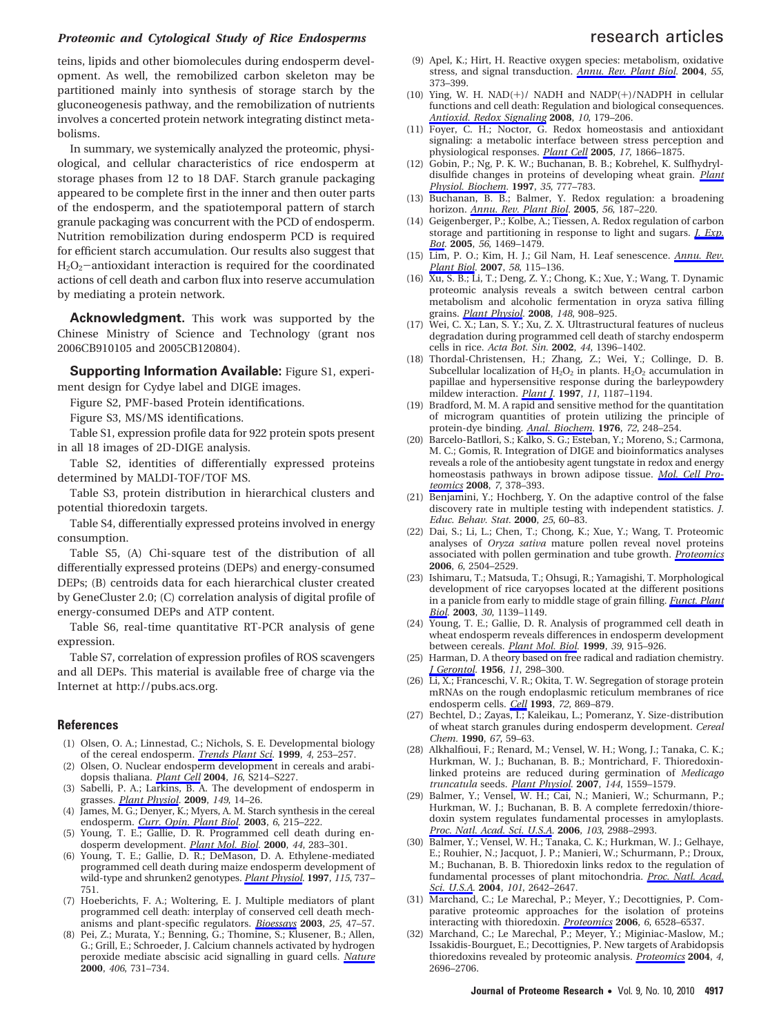teins, lipids and other biomolecules during endosperm development. As well, the remobilized carbon skeleton may be partitioned mainly into synthesis of storage starch by the gluconeogenesis pathway, and the remobilization of nutrients involves a concerted protein network integrating distinct metabolisms.

In summary, we systemically analyzed the proteomic, physiological, and cellular characteristics of rice endosperm at storage phases from 12 to 18 DAF. Starch granule packaging appeared to be complete first in the inner and then outer parts of the endosperm, and the spatiotemporal pattern of starch granule packaging was concurrent with the PCD of endosperm. Nutrition remobilization during endosperm PCD is required for efficient starch accumulation. Our results also suggest that $H_2O_2$−antioxidant interaction is required for the coordinated actions of cell death and carbon flux into reserve accumulation by mediating a protein network.

**Acknowledgment.** This work was supported by the Chinese Ministry of Science and Technology (grant nos 2006CB910105 and 2005CB120804).

**Supporting Information Available:** Figure S1, experiment design for Cydye label and DIGE images.

Figure S2, PMF-based Protein identifications.

Figure S3, MS/MS identifications.

Table S1, expression profile data for 922 protein spots present in all 18 images of 2D-DIGE analysis.

Table S2, identities of differentially expressed proteins determined by MALDI-TOF/TOF MS.

Table S3, protein distribution in hierarchical clusters and potential thioredoxin targets.

Table S4, differentially expressed proteins involved in energy consumption.

Table S5, (A) Chi-square test of the distribution of all differentially expressed proteins (DEPs) and energy-consumed DEPs; (B) centroids data for each hierarchical cluster created by GeneCluster 2.0; (C) correlation analysis of digital profile of energy-consumed DEPs and ATP content.

Table S6, real-time quantitative RT-PCR analysis of gene expression.

Table S7, correlation of expression profiles of ROS scavengers and all DEPs. This material is available free of charge via the Internet at http://pubs.acs.org.

## References

(1) Olsen, O. A.; Linnestad, C.; Nichols, S. E. Developmental biology of the cereal endosperm. *Trends Plant Sci.* **1999**, *4*, 253–257.

(2) Olsen, O. Nuclear endosperm development in cereals and arabidopsis thaliana. *Plant Cell* **2004**, *16*, S214–S227.

(3) Sabelli, P. A.; Larkins, B. A. The development of endosperm in grasses. *Plant Physiol.* **2009**, *149*, 14–26.

(4) James, M. G.; Denyer, K.; Myers, A. M. Starch synthesis in the cereal endosperm. *Curr. Opin. Plant Biol.* **2003**, *6*, 215–222.

(5) Young, T. E.; Gallie, D. R. Programmed cell death during endosperm development. *Plant Mol. Biol.* **2000**, *44*, 283–301.

(6) Young, T. E.; Gallie, D. R.; DeMason, D. A. Ethylene-mediated programmed cell death during maize endosperm development of wild-type and shrunken2 genotypes. *Plant Physiol.* **1997**, *115*, 737–751.

(7) Hoeberichts, F. A.; Woltering, E. J. Multiple mediators of plant programmed cell death: interplay of conserved cell death mechanisms and plant-specific regulators. *Bioessays* **2003**, *25*, 47–57.

(8) Pei, Z.; Murata, Y.; Benning, G.; Thomine, S.; Klusener, B.; Allen, G.; Grill, E.; Schroeder, J. Calcium channels activated by hydrogen peroxide mediate abscisic acid signalling in guard cells. *Nature* **2000**, *406*, 731–734.

(9) Apel, K.; Hirt, H. Reactive oxygen species: metabolism, oxidative stress, and signal transduction. *Annu. Rev. Plant Biol.* **2004**, *55*, 373–399.

(10) Ying, W. H. NAD(+)/ NADH and NADP(+)/NADPH in cellular functions and cell death: Regulation and biological consequences. *Antioxid. Redox Signaling* **2008**, *10*, 179–206.

(11) Foyer, C. H.; Noctor, G. Redox homeostasis and antioxidant signaling: a metabolic interface between stress perception and physiological responses. *Plant Cell* **2005**, *17*, 1866–1875.

(12) Gobin, P.; Ng, P. K. W.; Buchanan, B. B.; Kobrehel, K. Sulfhydryl-disulfide changes in proteins of developing wheat grain. *Plant Physiol. Biochem.* **1997**, *35*, 777–783.

(13) Buchanan, B. B.; Balmer, Y. Redox regulation: a broadening horizon. *Annu. Rev. Plant Biol.* **2005**, *56*, 187–220.

(14) Geigenberger, P.; Kolbe, A.; Tiessen, A. Redox regulation of carbon storage and partitioning in response to light and sugars. *J. Exp. Bot.* **2005**, *56*, 1469–1479.

(15) Lim, P. O.; Kim, H. J.; Gil Nam, H. Leaf senescence. *Annu. Rev. Plant Biol.* **2007**, *58*, 115–136.

(16) Xu, S. B.; Li, T.; Deng, Z. Y.; Chong, K.; Xue, Y.; Wang, T. Dynamic proteomic analysis reveals a switch between central carbon metabolism and alcoholic fermentation in oryza sativa filling grains. *Plant Physiol.* **2008**, *148*, 908–925.

(17) Wei, C. X.; Lan, S. Y.; Xu, Z. X. Ultrastructural features of nucleus degradation during programmed cell death of starchy endosperm cells in rice. *Acta Bot. Sin.* **2002**, *44*, 1396–1402.

(18) Thordal-Christensen, H.; Zhang, Z.; Wei, Y.; Collinge, D. B. Subcellular localization of $H_2O_2$ in plants. $H_2O_2$ accumulation in papillae and hypersensitive response during the barleypowdery mildew interaction. *Plant J.* **1997**, *11*, 1187–1194.

(19) Bradford, M. M. A rapid and sensitive method for the quantitation of microgram quantities of protein utilizing the principle of protein-dye binding. *Anal. Biochem.* **1976**, *72*, 248–254.

(20) Barcelo-Batllori, S.; Kalko, S. G.; Esteban, Y.; Moreno, S.; Carmona, M. C.; Gomis, R. Integration of DIGE and bioinformatics analyses reveals a role of the antiobesity agent tungstate in redox and energy homeostasis pathways in brown adipose tissue. *Mol. Cell Proteomics* **2008**, *7*, 378–393.

(21) Benjamini, Y.; Hochberg, Y. On the adaptive control of the false discovery rate in multiple testing with independent statistics. *J. Educ. Behav. Stat.* **2000**, *25*, 60–83.

(22) Dai, S.; Li, L.; Chen, T.; Chong, K.; Xue, Y.; Wang, T. Proteomic analyses of *Oryza sativa* mature pollen reveal novel proteins associated with pollen germination and tube growth. *Proteomics* **2006**, *6*, 2504–2529.

(23) Ishimaru, T.; Matsuda, T.; Ohsugi, R.; Yamagishi, T. Morphological development of rice caryopses located at the different positions in a panicle from early to middle stage of grain filling. *Funct. Plant Biol.* **2003**, *30*, 1139–1149.

(24) Young, T. E.; Gallie, D. R. Analysis of programmed cell death in wheat endosperm reveals differences in endosperm development between cereals. *Plant Mol. Biol.* **1999**, *39*, 915–926.

(25) Harman, D. A theory based on free radical and radiation chemistry. *J Gerontol.* **1956**, *11*, 298–300.

(26) Li, X.; Franceschi, V. R.; Okita, T. W. Segregation of storage protein mRNAs on the rough endoplasmic reticulum membranes of rice endosperm cells. *Cell* **1993**, *72*, 869–879.

(27) Bechtel, D.; Zayas, I.; Kaleikau, L.; Pomeranz, Y. Size-distribution of wheat starch granules during endosperm development. *Cereal Chem.* **1990**, *67*, 59–63.

(28) Alkhalfioui, F.; Renard, M.; Vensel, W. H.; Wong, J.; Tanaka, C. K.; Hurkman, W. J.; Buchanan, B. B.; Montrichard, F. Thioredoxin-linked proteins are reduced during germination of *Medicago truncatula* seeds. *Plant Physiol.* **2007**, *144*, 1559–1579.

(29) Balmer, Y.; Vensel, W. H.; Cai, N.; Manieri, W.; Schurmann, P.; Hurkman, W. J.; Buchanan, B. B. A complete ferredoxin/thioredoxin system regulates fundamental processes in amyloplasts. *Proc. Natl. Acad. Sci. U.S.A.* **2006**, *103*, 2988–2993.

(30) Balmer, Y.; Vensel, W. H.; Tanaka, C. K.; Hurkman, W. J.; Gelhaye, E.; Rouhier, N.; Jacquot, J. P.; Manieri, W.; Schurmann, P.; Droux, M.; Buchanan, B. B. Thioredoxin links redox to the regulation of fundamental processes of plant mitochondria. *Proc. Natl. Acad. Sci. U.S.A.* **2004**, *101*, 2642–2647.

(31) Marchand, C.; Le Marechal, P.; Meyer, Y.; Decottignies, P. Comparative proteomic approaches for the isolation of proteins interacting with thioredoxin. *Proteomics* **2006**, *6*, 6528–6537.

(32) Marchand, C.; Le Marechal, P.; Meyer, Y.; Miginiac-Maslow, M.; Issakidis-Bourguet, E.; Decottignies, P. New targets of Arabidopsis thioredoxins revealed by proteomic analysis. *Proteomics* **2004**, *4*, 2696–2706.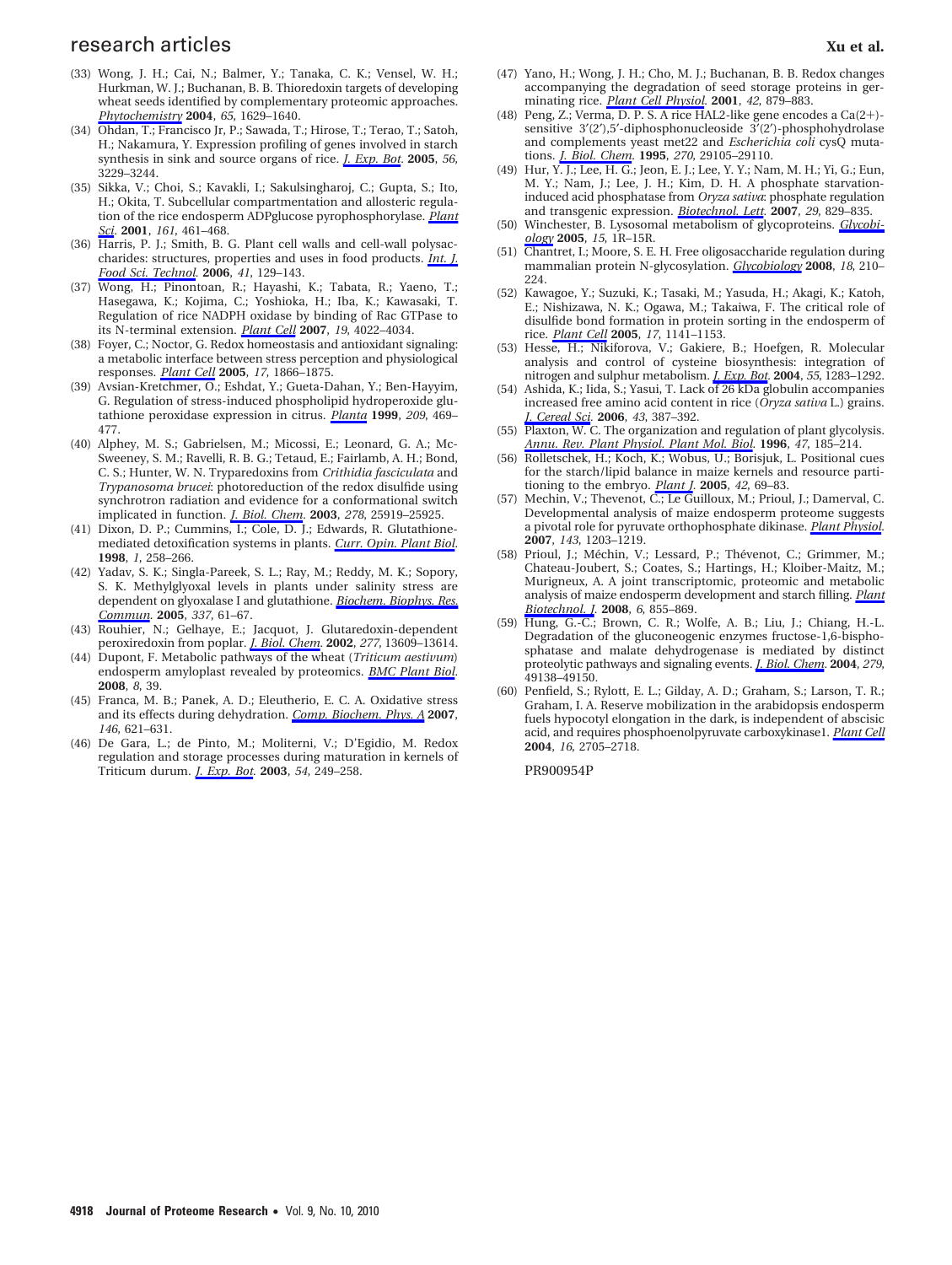(33) Wong, J. H.; Cai, N.; Balmer, Y.; Tanaka, C. K.; Vensel, W. H.; Hurkman, W. J.; Buchanan, B. B. Thioredoxin targets of developing wheat seeds identified by complementary proteomic approaches. *Phytochemistry* **2004**, *65*, 1629–1640.

(34) Ohdan, T.; Francisco Jr, P.; Sawada, T.; Hirose, T.; Terao, T.; Satoh, H.; Nakamura, Y. Expression profiling of genes involved in starch synthesis in sink and source organs of rice. *J. Exp. Bot.* **2005**, *56*, 3229–3244.

(35) Sikka, V.; Choi, S.; Kavakli, I.; Sakulsingharoj, C.; Gupta, S.; Ito, H.; Okita, T. Subcellular compartmentation and allosteric regulation of the rice endosperm ADPglucose pyrophosphorylase. *Plant Sci.* **2001**, *161*, 461–468.

(36) Harris, P. J.; Smith, B. G. Plant cell walls and cell-wall polysaccharides: structures, properties and uses in food products. *Int. J. Food Sci. Technol.* **2006**, *41*, 129–143.

(37) Wong, H.; Pinontoan, R.; Hayashi, K.; Tabata, R.; Yaeno, T.; Hasegawa, K.; Kojima, C.; Yoshioka, H.; Iba, K.; Kawasaki, T. Regulation of rice NADPH oxidase by binding of Rac GTPase to its N-terminal extension. *Plant Cell* **2007**, *19*, 4022–4034.

(38) Foyer, C.; Noctor, G. Redox homeostasis and antioxidant signaling: a metabolic interface between stress perception and physiological responses. *Plant Cell* **2005**, *17*, 1866–1875.

(39) Avsian-Kretchmer, O.; Eshdat, Y.; Gueta-Dahan, Y.; Ben-Hayyim, G. Regulation of stress-induced phospholipid hydroperoxide glutathione peroxidase expression in citrus. *Planta* **1999**, *209*, 469–477.

(40) Alphey, M. S.; Gabrielsen, M.; Micossi, E.; Leonard, G. A.; McSweeney, S. M.; Ravelli, R. B. G.; Tetaud, E.; Fairlamb, A. H.; Bond, C. S.; Hunter, W. N. Tryparedoxins from *Crithidia fasciculata* and *Trypanosoma brucei*: photoreduction of the redox disulfide using synchrotron radiation and evidence for a conformational switch implicated in function. *J. Biol. Chem.* **2003**, *278*, 25919–25925.

(41) Dixon, D. P.; Cummins, I.; Cole, D. J.; Edwards, R. Glutathione-mediated detoxification systems in plants. *Curr. Opin. Plant Biol.* **1998**, *1*, 258–266.

(42) Yadav, S. K.; Singla-Pareek, S. L.; Ray, M.; Reddy, M. K.; Sopory, S. K. Methylglyoxal levels in plants under salinity stress are dependent on glyoxalase I and glutathione. *Biochem. Biophys. Res. Commun.* **2005**, *337*, 61–67.

(43) Rouhier, N.; Gelhaye, E.; Jacquot, J. Glutaredoxin-dependent peroxiredoxin from poplar. *J. Biol. Chem.* **2002**, *277*, 13609–13614.

(44) Dupont, F. Metabolic pathways of the wheat (*Triticum aestivum*) endosperm amyloplast revealed by proteomics. *BMC Plant Biol.* **2008**, *8*, 39.

(45) Franca, M. B.; Panek, A. D.; Eleutherio, E. C. A. Oxidative stress and its effects during dehydration. *Comp. Biochem. Phys. A* **2007**, *146*, 621–631.

(46) De Gara, L.; de Pinto, M.; Moliterni, V.; D'Egidio, M. Redox regulation and storage processes during maturation in kernels of Triticum durum. *J. Exp. Bot.* **2003**, *54*, 249–258.

(47) Yano, H.; Wong, J. H.; Cho, M. J.; Buchanan, B. B. Redox changes accompanying the degradation of seed storage proteins in germinating rice. *Plant Cell Physiol.* **2001**, *42*, 879–883.

(48) Peng, Z.; Verma, D. P. S. A rice HAL2-like gene encodes a Ca(2+)-sensitive 3′(2′),5′-diphosphonucleoside 3′(2′)-phosphohydrolase and complements yeast met22 and *Escherichia coli* cysQ mutations. *J. Biol. Chem.* **1995**, *270*, 29105–29110.

(49) Hur, Y. J.; Lee, H. G.; Jeon, E. J.; Lee, Y. Y.; Nam, M. H.; Yi, G.; Eun, M. Y.; Nam, J.; Lee, J. H.; Kim, D. H. A phosphate starvation-induced acid phosphatase from *Oryza sativa*: phosphate regulation and transgenic expression. *Biotechnol. Lett.* **2007**, *29*, 829–835.

(50) Winchester, B. Lysosomal metabolism of glycoproteins. *Glycobiology* **2005**, *15*, 1R–15R.

(51) Chantret, I.; Moore, S. E. H. Free oligosaccharide regulation during mammalian protein N-glycosylation. *Glycobiology* **2008**, *18*, 210–224.

(52) Kawagoe, Y.; Suzuki, K.; Tasaki, M.; Yasuda, H.; Akagi, K.; Katoh, E.; Nishizawa, N. K.; Ogawa, M.; Takaiwa, F. The critical role of disulfide bond formation in protein sorting in the endosperm of rice. *Plant Cell* **2005**, *17*, 1141–1153.

(53) Hesse, H.; Nikiforova, V.; Gakiere, B.; Hoefgen, R. Molecular analysis and control of cysteine biosynthesis: integration of nitrogen and sulphur metabolism. *J. Exp. Bot.* **2004**, *55*, 1283–1292.

(54) Ashida, K.; Iida, S.; Yasui, T. Lack of 26 kDa globulin accompanies increased free amino acid content in rice (*Oryza sativa* L.) grains. *J. Cereal Sci.* **2006**, *43*, 387–392.

(55) Plaxton, W. C. The organization and regulation of plant glycolysis. *Annu. Rev. Plant Physiol. Plant Mol. Biol.* **1996**, *47*, 185–214.

(56) Rolletschek, H.; Koch, K.; Wobus, U.; Borisjuk, L. Positional cues for the starch/lipid balance in maize kernels and resource partitioning to the embryo. *Plant J.* **2005**, *42*, 69–83.

(57) Mechin, V.; Thevenot, C.; Le Guilloux, M.; Prioul, J.; Damerval, C. Developmental analysis of maize endosperm proteome suggests a pivotal role for pyruvate orthophosphate dikinase. *Plant Physiol.* **2007**, *143*, 1203–1219.

(58) Prioul, J.; Méchin, V.; Lessard, P.; Thévenot, C.; Grimmer, M.; Chateau-Joubert, S.; Coates, S.; Hartings, H.; Kloiber-Maitz, M.; Murigneux, A. A joint transcriptomic, proteomic and metabolic analysis of maize endosperm development and starch filling. *Plant Biotechnol. J.* **2008**, *6*, 855–869.

(59) Hung, G.-C.; Brown, C. R.; Wolfe, A. B.; Liu, J.; Chiang, H.-L. Degradation of the gluconeogenic enzymes fructose-1,6-bisphosphatase and malate dehydrogenase is mediated by distinct proteolytic pathways and signaling events. *J. Biol. Chem.* **2004**, *279*, 49138–49150.

(60) Penfield, S.; Rylott, E. L.; Gilday, A. D.; Graham, S.; Larson, T. R.; Graham, I. A. Reserve mobilization in the arabidopsis endosperm fuels hypocotyl elongation in the dark, is independent of abscisic acid, and requires phosphoenolpyruvate carboxykinase1. *Plant Cell* **2004**, *16*, 2705–2718.

PR900954P